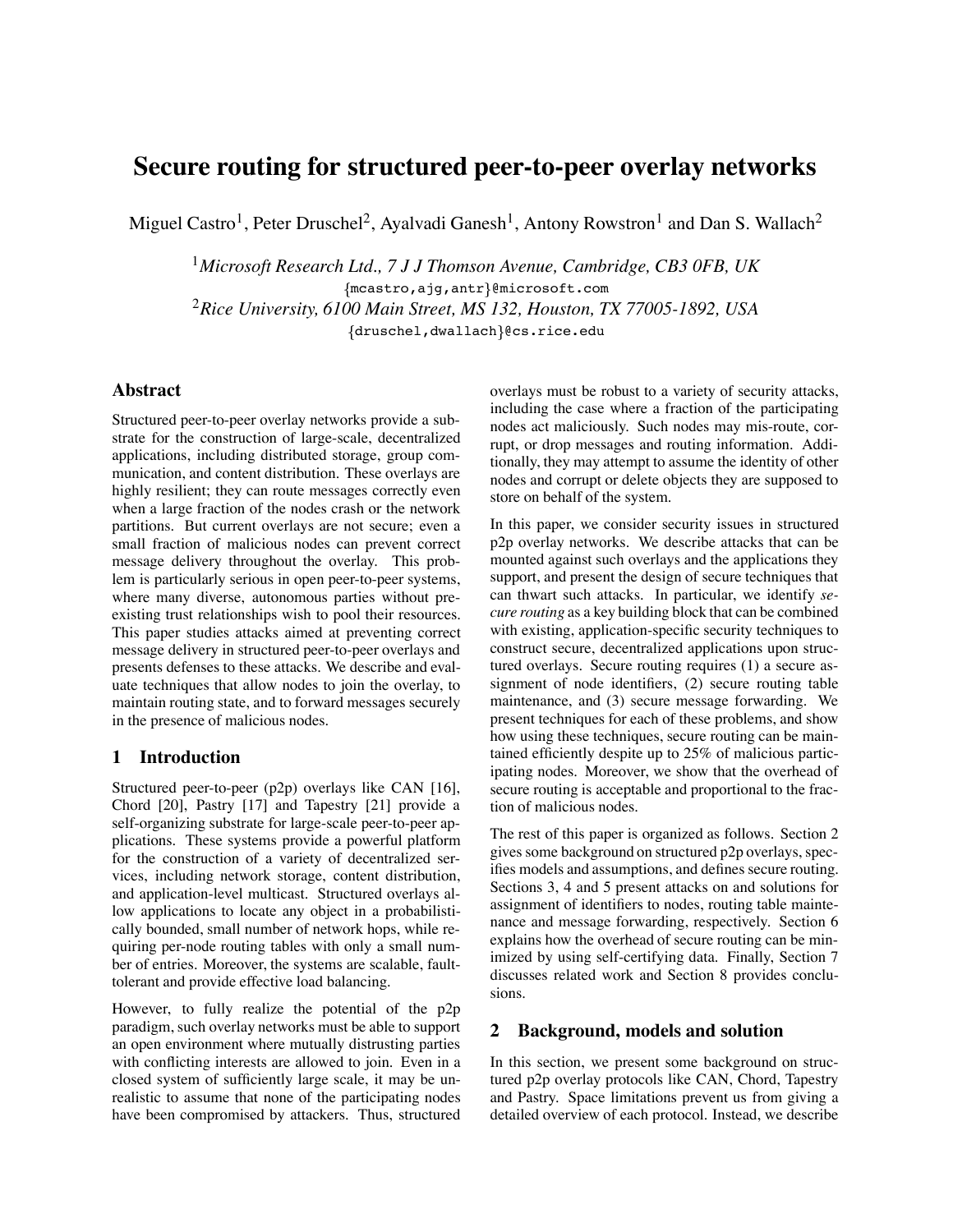# Secure routing for structured peer-to-peer overlay networks

Miguel Castro[1], Peter Druschel[2], Ayalvadi Ganesh[1], Antony Rowstron[1] and Dan S. Wallach[2]

[1]*Microsoft Research Ltd., 7 J J Thomson Avenue, Cambridge, CB3 0FB, UK*
{mcastro,ajg,antr}@microsoft.com

[2]*Rice University, 6100 Main Street, MS 132, Houston, TX 77005-1892, USA*
{druschel,dwallach}@cs.rice.edu

## Abstract

Structured peer-to-peer overlay networks provide a substrate for the construction of large-scale, decentralized applications, including distributed storage, group communication, and content distribution. These overlays are highly resilient; they can route messages correctly even when a large fraction of the nodes crash or the network partitions. But current overlays are not secure; even a small fraction of malicious nodes can prevent correct message delivery throughout the overlay. This problem is particularly serious in open peer-to-peer systems, where many diverse, autonomous parties without preexisting trust relationships wish to pool their resources. This paper studies attacks aimed at preventing correct message delivery in structured peer-to-peer overlays and presents defenses to these attacks. We describe and evaluate techniques that allow nodes to join the overlay, to maintain routing state, and to forward messages securely in the presence of malicious nodes.

## 1 Introduction

Structured peer-to-peer (p2p) overlays like CAN [16], Chord [20], Pastry [17] and Tapestry [21] provide a self-organizing substrate for large-scale peer-to-peer applications. These systems provide a powerful platform for the construction of a variety of decentralized services, including network storage, content distribution, and application-level multicast. Structured overlays allow applications to locate any object in a probabilistically bounded, small number of network hops, while requiring per-node routing tables with only a small number of entries. Moreover, the systems are scalable, fault-tolerant and provide effective load balancing.

However, to fully realize the potential of the p2p paradigm, such overlay networks must be able to support an open environment where mutually distrusting parties with conflicting interests are allowed to join. Even in a closed system of sufficiently large scale, it may be unrealistic to assume that none of the participating nodes have been compromised by attackers. Thus, structured overlays must be robust to a variety of security attacks, including the case where a fraction of the participating nodes act maliciously. Such nodes may mis-route, corrupt, or drop messages and routing information. Additionally, they may attempt to assume the identity of other nodes and corrupt or delete objects they are supposed to store on behalf of the system.

In this paper, we consider security issues in structured p2p overlay networks. We describe attacks that can be mounted against such overlays and the applications they support, and present the design of secure techniques that can thwart such attacks. In particular, we identify *secure routing* as a key building block that can be combined with existing, application-specific security techniques to construct secure, decentralized applications upon structured overlays. Secure routing requires (1) a secure assignment of node identifiers, (2) secure routing table maintenance, and (3) secure message forwarding. We present techniques for each of these problems, and show how using these techniques, secure routing can be maintained efficiently despite up to 25% of malicious participating nodes. Moreover, we show that the overhead of secure routing is acceptable and proportional to the fraction of malicious nodes.

The rest of this paper is organized as follows. Section 2 gives some background on structured p2p overlays, specifies models and assumptions, and defines secure routing. Sections 3, 4 and 5 present attacks on and solutions for assignment of identifiers to nodes, routing table maintenance and message forwarding, respectively. Section 6 explains how the overhead of secure routing can be minimized by using self-certifying data. Finally, Section 7 discusses related work and Section 8 provides conclusions.

## 2 Background, models and solution

In this section, we present some background on structured p2p overlay protocols like CAN, Chord, Tapestry and Pastry. Space limitations prevent us from giving a detailed overview of each protocol. Instead, we describe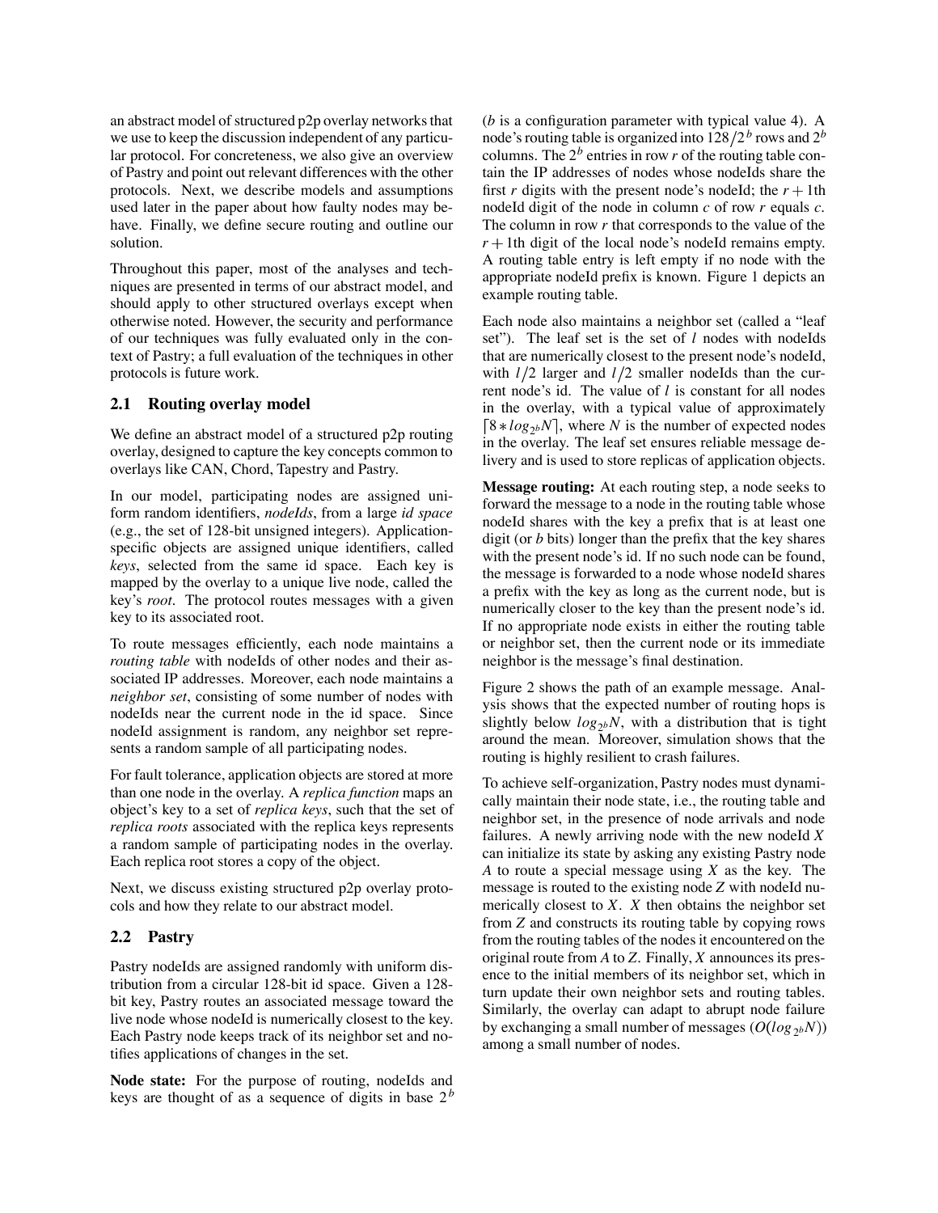an abstract model of structured p2p overlay networks that we use to keep the discussion independent of any particular protocol. For concreteness, we also give an overview of Pastry and point out relevant differences with the other protocols. Next, we describe models and assumptions used later in the paper about how faulty nodes may behave. Finally, we define secure routing and outline our solution.

Throughout this paper, most of the analyses and techniques are presented in terms of our abstract model, and should apply to other structured overlays except when otherwise noted. However, the security and performance of our techniques was fully evaluated only in the context of Pastry; a full evaluation of the techniques in other protocols is future work.

### 2.1 Routing overlay model

We define an abstract model of a structured p2p routing overlay, designed to capture the key concepts common to overlays like CAN, Chord, Tapestry and Pastry.

In our model, participating nodes are assigned uniform random identifiers, *nodeIds*, from a large *id space* (e.g., the set of 128-bit unsigned integers). Application-specific objects are assigned unique identifiers, called *keys*, selected from the same id space. Each key is mapped by the overlay to a unique live node, called the key's *root*. The protocol routes messages with a given key to its associated root.

To route messages efficiently, each node maintains a *routing table* with nodeIds of other nodes and their associated IP addresses. Moreover, each node maintains a *neighbor set*, consisting of some number of nodes with nodeIds near the current node in the id space. Since nodeId assignment is random, any neighbor set represents a random sample of all participating nodes.

For fault tolerance, application objects are stored at more than one node in the overlay. A *replica function* maps an object's key to a set of *replica keys*, such that the set of *replica roots* associated with the replica keys represents a random sample of participating nodes in the overlay. Each replica root stores a copy of the object.

Next, we discuss existing structured p2p overlay protocols and how they relate to our abstract model.

### 2.2 Pastry

Pastry nodeIds are assigned randomly with uniform distribution from a circular 128-bit id space. Given a 128-bit key, Pastry routes an associated message toward the live node whose nodeId is numerically closest to the key. Each Pastry node keeps track of its neighbor set and notifies applications of changes in the set.

**Node state:** For the purpose of routing, nodeIds and keys are thought of as a sequence of digits in base $2^b$ ($b$ is a configuration parameter with typical value 4). A node's routing table is organized into $128/2^b$ rows and $2^b$ columns. The $2^b$ entries in row $r$ of the routing table contain the IP addresses of nodes whose nodeIds share the first $r$ digits with the present node's nodeId; the $r+1$th nodeId digit of the node in column $c$ of row $r$ equals $c$. The column in row $r$ that corresponds to the value of the $r+1$th digit of the local node's nodeId remains empty. A routing table entry is left empty if no node with the appropriate nodeId prefix is known. Figure 1 depicts an example routing table.

Each node also maintains a neighbor set (called a "leaf set"). The leaf set is the set of $l$ nodes with nodeIds that are numerically closest to the present node's nodeId, with $l/2$ larger and $l/2$ smaller nodeIds than the current node's id. The value of $l$ is constant for all nodes in the overlay, with a typical value of approximately $\lceil 8 * log_{2^b} N \rceil$, where $N$ is the number of expected nodes in the overlay. The leaf set ensures reliable message delivery and is used to store replicas of application objects.

**Message routing:** At each routing step, a node seeks to forward the message to a node in the routing table whose nodeId shares with the key a prefix that is at least one digit (or $b$ bits) longer than the prefix that the key shares with the present node's id. If no such node can be found, the message is forwarded to a node whose nodeId shares a prefix with the key as long as the current node, but is numerically closer to the key than the present node's id. If no appropriate node exists in either the routing table or neighbor set, then the current node or its immediate neighbor is the message's final destination.

Figure 2 shows the path of an example message. Analysis shows that the expected number of routing hops is slightly below $log_{2^b} N$, with a distribution that is tight around the mean. Moreover, simulation shows that the routing is highly resilient to crash failures.

To achieve self-organization, Pastry nodes must dynamically maintain their node state, i.e., the routing table and neighbor set, in the presence of node arrivals and node failures. A newly arriving node with the new nodeId $X$ can initialize its state by asking any existing Pastry node $A$ to route a special message using $X$ as the key. The message is routed to the existing node $Z$ with nodeId numerically closest to $X$. $X$ then obtains the neighbor set from $Z$ and constructs its routing table by copying rows from the routing tables of the nodes it encountered on the original route from $A$ to $Z$. Finally, $X$ announces its presence to the initial members of its neighbor set, which in turn update their own neighbor sets and routing tables. Similarly, the overlay can adapt to abrupt node failure by exchanging a small number of messages ($O(log_{2^b} N)$) among a small number of nodes.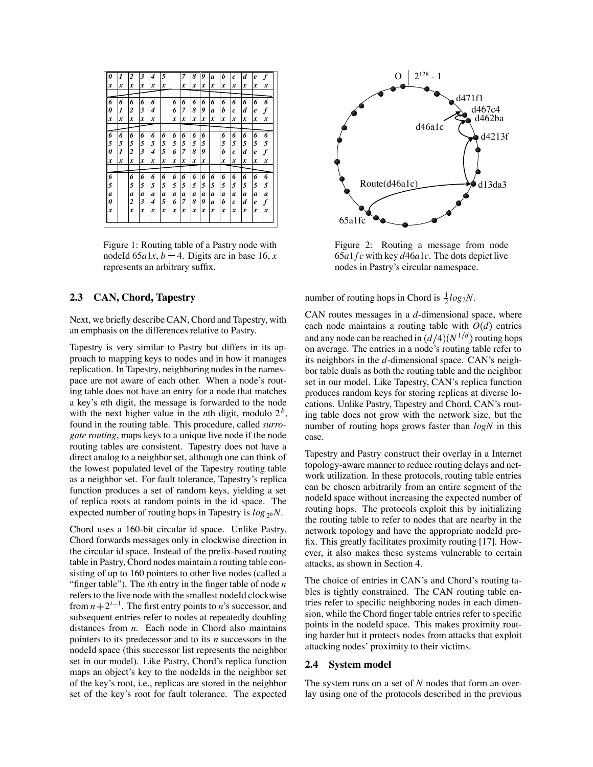Figure 1: Routing table of a Pastry node with nodeId $65a1x$, $b = 4$. Digits are in base 16, $x$ represents an arbitrary suffix.

O

$2^{128}$ - 1

d471f1

d467c4

d462ba

d46a1c

d4213f

Route(d46a1c)

d13da3

65a1fc

Figure 2: Routing a message from node $65a1fc$ with key $d46a1c$. The dots depict live nodes in Pastry's circular namespace.

## 2.3 CAN, Chord, Tapestry

Next, we briefly describe CAN, Chord and Tapestry, with an emphasis on the differences relative to Pastry.

Tapestry is very similar to Pastry but differs in its approach to mapping keys to nodes and in how it manages replication. In Tapestry, neighboring nodes in the namespace are not aware of each other. When a node's routing table does not have an entry for a node that matches a key's *n*th digit, the message is forwarded to the node with the next higher value in the *n*th digit, modulo $2^b$, found in the routing table. This procedure, called *surrogate routing*, maps keys to a unique live node if the node routing tables are consistent. Tapestry does not have a direct analog to a neighbor set, although one can think of the lowest populated level of the Tapestry routing table as a neighbor set. For fault tolerance, Tapestry's replica function produces a set of random keys, yielding a set of replica roots at random points in the id space. The expected number of routing hops in Tapestry is $log_{2^b} N$.

Chord uses a 160-bit circular id space. Unlike Pastry, Chord forwards messages only in clockwise direction in the circular id space. Instead of the prefix-based routing table in Pastry, Chord nodes maintain a routing table consisting of up to 160 pointers to other live nodes (called a "finger table"). The *i*th entry in the finger table of node *n* refers to the live node with the smallest nodeId clockwise from $n + 2^{i-1}$. The first entry points to *n*'s successor, and subsequent entries refer to nodes at repeatedly doubling distances from *n*. Each node in Chord also maintains pointers to its predecessor and to its *n* successors in the nodeId space (this successor list represents the neighbor set in our model). Like Pastry, Chord's replica function maps an object's key to the nodeIds in the neighbor set of the key's root, i.e., replicas are stored in the neighbor set of the key's root for fault tolerance. The expected number of routing hops in Chord is $\frac{1}{2} log_2 N$.

CAN routes messages in a $d$-dimensional space, where each node maintains a routing table with $O(d)$ entries and any node can be reached in $(d/4)(N^{1/d})$ routing hops on average. The entries in a node's routing table refer to its neighbors in the $d$-dimensional space. CAN's neighbor table duals as both the routing table and the neighbor set in our model. Like Tapestry, CAN's replica function produces random keys for storing replicas at diverse locations. Unlike Pastry, Tapestry and Chord, CAN's routing table does not grow with the network size, but the number of routing hops grows faster than $logN$ in this case.

Tapestry and Pastry construct their overlay in a Internet topology-aware manner to reduce routing delays and network utilization. In these protocols, routing table entries can be chosen arbitrarily from an entire segment of the nodeId space without increasing the expected number of routing hops. The protocols exploit this by initializing the routing table to refer to nodes that are nearby in the network topology and have the appropriate nodeId prefix. This greatly facilitates proximity routing [17]. However, it also makes these systems vulnerable to certain attacks, as shown in Section 4.

The choice of entries in CAN's and Chord's routing tables is tightly constrained. The CAN routing table entries refer to specific neighboring nodes in each dimension, while the Chord finger table entries refer to specific points in the nodeId space. This makes proximity routing harder but it protects nodes from attacks that exploit attacking nodes' proximity to their victims.

## 2.4 System model

The system runs on a set of $N$ nodes that form an overlay using one of the protocols described in the previous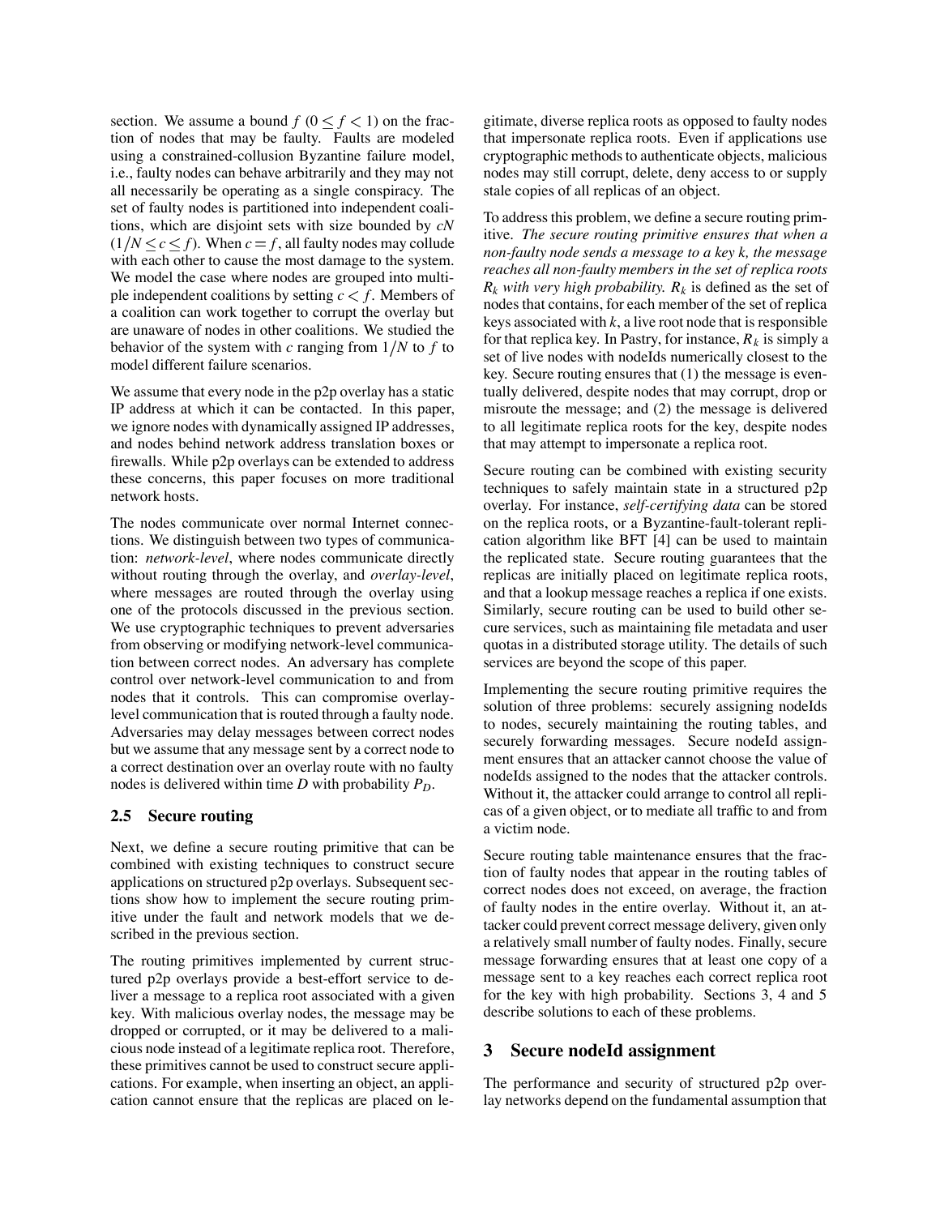section. We assume a bound $f$ ($0 \leq f < 1$) on the fraction of nodes that may be faulty. Faults are modeled using a constrained-collusion Byzantine failure model, i.e., faulty nodes can behave arbitrarily and they may not all necessarily be operating as a single conspiracy. The set of faulty nodes is partitioned into independent coalitions, which are disjoint sets with size bounded by $cN$ ($1/N \leq c \leq f$). When $c = f$, all faulty nodes may collude with each other to cause the most damage to the system. We model the case where nodes are grouped into multiple independent coalitions by setting $c < f$. Members of a coalition can work together to corrupt the overlay but are unaware of nodes in other coalitions. We studied the behavior of the system with $c$ ranging from $1/N$ to $f$ to model different failure scenarios.

We assume that every node in the p2p overlay has a static IP address at which it can be contacted. In this paper, we ignore nodes with dynamically assigned IP addresses, and nodes behind network address translation boxes or firewalls. While p2p overlays can be extended to address these concerns, this paper focuses on more traditional network hosts.

The nodes communicate over normal Internet connections. We distinguish between two types of communication: *network-level*, where nodes communicate directly without routing through the overlay, and *overlay-level*, where messages are routed through the overlay using one of the protocols discussed in the previous section. We use cryptographic techniques to prevent adversaries from observing or modifying network-level communication between correct nodes. An adversary has complete control over network-level communication to and from nodes that it controls. This can compromise overlay-level communication that is routed through a faulty node. Adversaries may delay messages between correct nodes but we assume that any message sent by a correct node to a correct destination over an overlay route with no faulty nodes is delivered within time $D$ with probability $P_D$.

### 2.5 Secure routing

Next, we define a secure routing primitive that can be combined with existing techniques to construct secure applications on structured p2p overlays. Subsequent sections show how to implement the secure routing primitive under the fault and network models that we described in the previous section.

The routing primitives implemented by current structured p2p overlays provide a best-effort service to deliver a message to a replica root associated with a given key. With malicious overlay nodes, the message may be dropped or corrupted, or it may be delivered to a malicious node instead of a legitimate replica root. Therefore, these primitives cannot be used to construct secure applications. For example, when inserting an object, an application cannot ensure that the replicas are placed on legitimate, diverse replica roots as opposed to faulty nodes that impersonate replica roots. Even if applications use cryptographic methods to authenticate objects, malicious nodes may still corrupt, delete, deny access to or supply stale copies of all replicas of an object.

To address this problem, we define a secure routing primitive. *The secure routing primitive ensures that when a non-faulty node sends a message to a key k, the message reaches all non-faulty members in the set of replica roots $R_k$ with very high probability.* $R_k$ is defined as the set of nodes that contains, for each member of the set of replica keys associated with $k$, a live root node that is responsible for that replica key. In Pastry, for instance, $R_k$ is simply a set of live nodes with nodeIds numerically closest to the key. Secure routing ensures that (1) the message is eventually delivered, despite nodes that may corrupt, drop or misroute the message; and (2) the message is delivered to all legitimate replica roots for the key, despite nodes that may attempt to impersonate a replica root.

Secure routing can be combined with existing security techniques to safely maintain state in a structured p2p overlay. For instance, *self-certifying data* can be stored on the replica roots, or a Byzantine-fault-tolerant replication algorithm like BFT [4] can be used to maintain the replicated state. Secure routing guarantees that the replicas are initially placed on legitimate replica roots, and that a lookup message reaches a replica if one exists. Similarly, secure routing can be used to build other secure services, such as maintaining file metadata and user quotas in a distributed storage utility. The details of such services are beyond the scope of this paper.

Implementing the secure routing primitive requires the solution of three problems: securely assigning nodeIds to nodes, securely maintaining the routing tables, and securely forwarding messages. Secure nodeId assignment ensures that an attacker cannot choose the value of nodeIds assigned to the nodes that the attacker controls. Without it, the attacker could arrange to control all replicas of a given object, or to mediate all traffic to and from a victim node.

Secure routing table maintenance ensures that the fraction of faulty nodes that appear in the routing tables of correct nodes does not exceed, on average, the fraction of faulty nodes in the entire overlay. Without it, an attacker could prevent correct message delivery, given only a relatively small number of faulty nodes. Finally, secure message forwarding ensures that at least one copy of a message sent to a key reaches each correct replica root for the key with high probability. Sections 3, 4 and 5 describe solutions to each of these problems.

## 3 Secure nodeId assignment

The performance and security of structured p2p overlay networks depend on the fundamental assumption that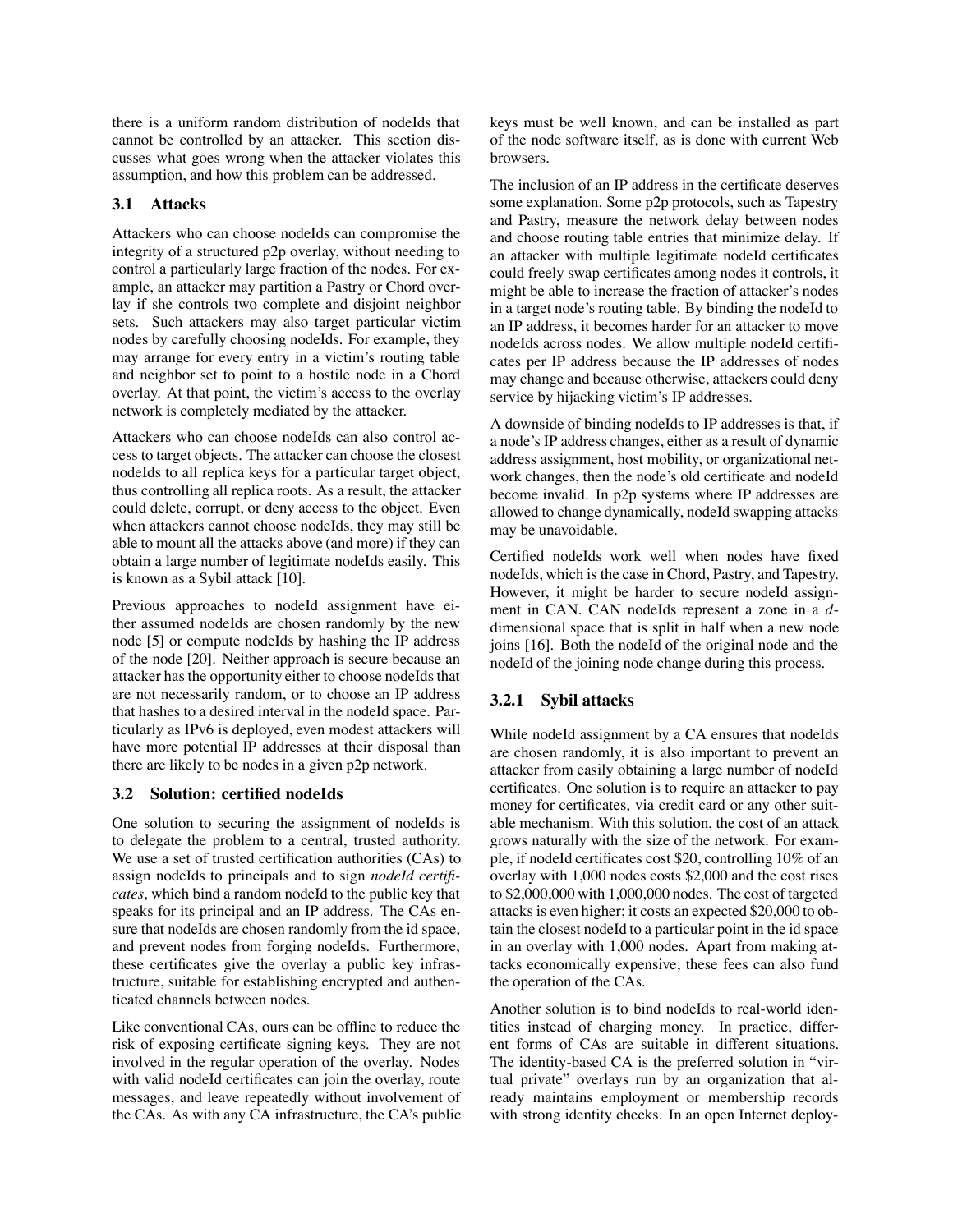there is a uniform random distribution of nodeIds that cannot be controlled by an attacker. This section discusses what goes wrong when the attacker violates this assumption, and how this problem can be addressed.

### 3.1 Attacks

Attackers who can choose nodeIds can compromise the integrity of a structured p2p overlay, without needing to control a particularly large fraction of the nodes. For example, an attacker may partition a Pastry or Chord overlay if she controls two complete and disjoint neighbor sets. Such attackers may also target particular victim nodes by carefully choosing nodeIds. For example, they may arrange for every entry in a victim's routing table and neighbor set to point to a hostile node in a Chord overlay. At that point, the victim's access to the overlay network is completely mediated by the attacker.

Attackers who can choose nodeIds can also control access to target objects. The attacker can choose the closest nodeIds to all replica keys for a particular target object, thus controlling all replica roots. As a result, the attacker could delete, corrupt, or deny access to the object. Even when attackers cannot choose nodeIds, they may still be able to mount all the attacks above (and more) if they can obtain a large number of legitimate nodeIds easily. This is known as a Sybil attack [10].

Previous approaches to nodeId assignment have either assumed nodeIds are chosen randomly by the new node [5] or compute nodeIds by hashing the IP address of the node [20]. Neither approach is secure because an attacker has the opportunity either to choose nodeIds that are not necessarily random, or to choose an IP address that hashes to a desired interval in the nodeId space. Particularly as IPv6 is deployed, even modest attackers will have more potential IP addresses at their disposal than there are likely to be nodes in a given p2p network.

### 3.2 Solution: certified nodeIds

One solution to securing the assignment of nodeIds is to delegate the problem to a central, trusted authority. We use a set of trusted certification authorities (CAs) to assign nodeIds to principals and to sign *nodeId certificates*, which bind a random nodeId to the public key that speaks for its principal and an IP address. The CAs ensure that nodeIds are chosen randomly from the id space, and prevent nodes from forging nodeIds. Furthermore, these certificates give the overlay a public key infrastructure, suitable for establishing encrypted and authenticated channels between nodes.

Like conventional CAs, ours can be offline to reduce the risk of exposing certificate signing keys. They are not involved in the regular operation of the overlay. Nodes with valid nodeId certificates can join the overlay, route messages, and leave repeatedly without involvement of the CAs. As with any CA infrastructure, the CA's public keys must be well known, and can be installed as part of the node software itself, as is done with current Web browsers.

The inclusion of an IP address in the certificate deserves some explanation. Some p2p protocols, such as Tapestry and Pastry, measure the network delay between nodes and choose routing table entries that minimize delay. If an attacker with multiple legitimate nodeId certificates could freely swap certificates among nodes it controls, it might be able to increase the fraction of attacker's nodes in a target node's routing table. By binding the nodeId to an IP address, it becomes harder for an attacker to move nodeIds across nodes. We allow multiple nodeId certificates per IP address because the IP addresses of nodes may change and because otherwise, attackers could deny service by hijacking victim's IP addresses.

A downside of binding nodeIds to IP addresses is that, if a node's IP address changes, either as a result of dynamic address assignment, host mobility, or organizational network changes, then the node's old certificate and nodeId become invalid. In p2p systems where IP addresses are allowed to change dynamically, nodeId swapping attacks may be unavoidable.

Certified nodeIds work well when nodes have fixed nodeIds, which is the case in Chord, Pastry, and Tapestry. However, it might be harder to secure nodeId assignment in CAN. CAN nodeIds represent a zone in a $d$-dimensional space that is split in half when a new node joins [16]. Both the nodeId of the original node and the nodeId of the joining node change during this process.

#### 3.2.1 Sybil attacks

While nodeId assignment by a CA ensures that nodeIds are chosen randomly, it is also important to prevent an attacker from easily obtaining a large number of nodeId certificates. One solution is to require an attacker to pay money for certificates, via credit card or any other suitable mechanism. With this solution, the cost of an attack grows naturally with the size of the network. For example, if nodeId certificates cost $20, controlling 10% of an overlay with 1,000 nodes costs $2,000 and the cost rises to $2,000,000 with 1,000,000 nodes. The cost of targeted attacks is even higher; it costs an expected $20,000 to obtain the closest nodeId to a particular point in the id space in an overlay with 1,000 nodes. Apart from making attacks economically expensive, these fees can also fund the operation of the CAs.

Another solution is to bind nodeIds to real-world identities instead of charging money. In practice, different forms of CAs are suitable in different situations. The identity-based CA is the preferred solution in "virtual private" overlays run by an organization that already maintains employment or membership records with strong identity checks. In an open Internet deploy-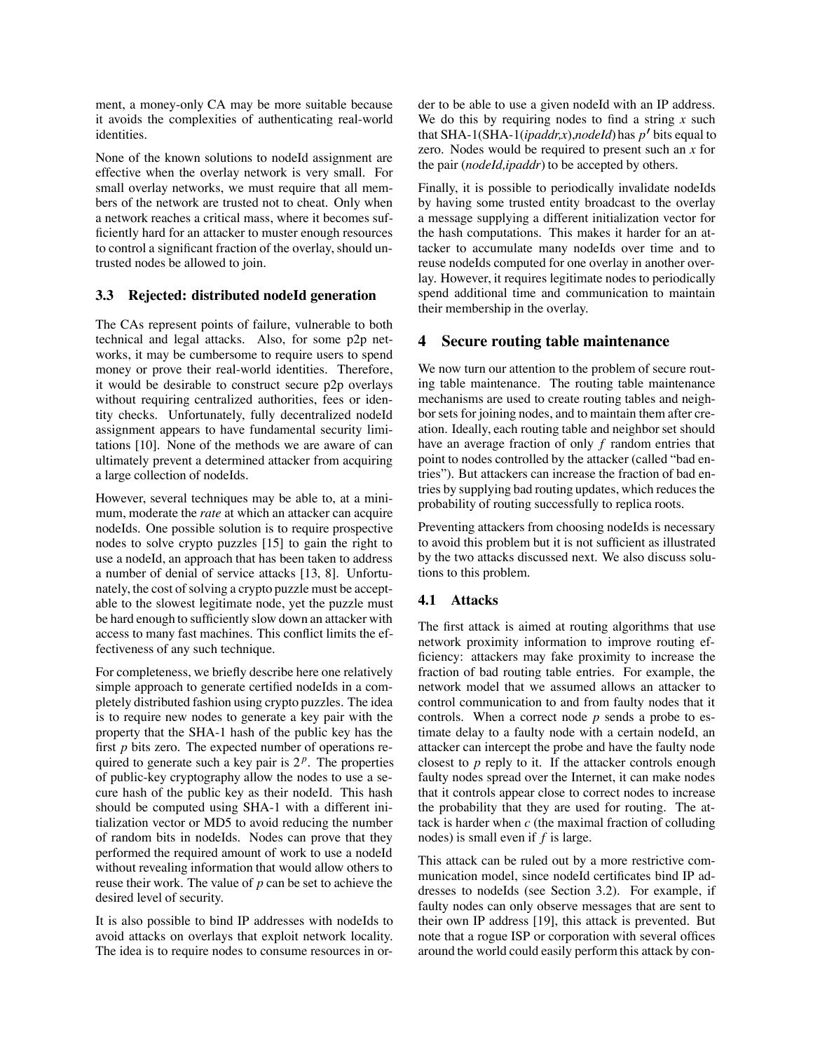ment, a money-only CA may be more suitable because it avoids the complexities of authenticating real-world identities.

None of the known solutions to nodeId assignment are effective when the overlay network is very small. For small overlay networks, we must require that all members of the network are trusted not to cheat. Only when a network reaches a critical mass, where it becomes sufficiently hard for an attacker to muster enough resources to control a significant fraction of the overlay, should untrusted nodes be allowed to join.

### 3.3 Rejected: distributed nodeId generation

The CAs represent points of failure, vulnerable to both technical and legal attacks. Also, for some p2p networks, it may be cumbersome to require users to spend money or prove their real-world identities. Therefore, it would be desirable to construct secure p2p overlays without requiring centralized authorities, fees or identity checks. Unfortunately, fully decentralized nodeId assignment appears to have fundamental security limitations [10]. None of the methods we are aware of can ultimately prevent a determined attacker from acquiring a large collection of nodeIds.

However, several techniques may be able to, at a minimum, moderate the *rate* at which an attacker can acquire nodeIds. One possible solution is to require prospective nodes to solve crypto puzzles [15] to gain the right to use a nodeId, an approach that has been taken to address a number of denial of service attacks [13, 8]. Unfortunately, the cost of solving a crypto puzzle must be acceptable to the slowest legitimate node, yet the puzzle must be hard enough to sufficiently slow down an attacker with access to many fast machines. This conflict limits the effectiveness of any such technique.

For completeness, we briefly describe here one relatively simple approach to generate certified nodeIds in a completely distributed fashion using crypto puzzles. The idea is to require new nodes to generate a key pair with the property that the SHA-1 hash of the public key has the first $p$ bits zero. The expected number of operations required to generate such a key pair is $2^p$. The properties of public-key cryptography allow the nodes to use a secure hash of the public key as their nodeId. This hash should be computed using SHA-1 with a different initialization vector or MD5 to avoid reducing the number of random bits in nodeIds. Nodes can prove that they performed the required amount of work to use a nodeId without revealing information that would allow others to reuse their work. The value of $p$ can be set to achieve the desired level of security.

It is also possible to bind IP addresses with nodeIds to avoid attacks on overlays that exploit network locality. The idea is to require nodes to consume resources in order to be able to use a given nodeId with an IP address. We do this by requiring nodes to find a string $x$ such that SHA-1(SHA-1(*ipaddr,x*),*nodeId*) has $p'$ bits equal to zero. Nodes would be required to present such an $x$ for the pair (*nodeId,ipaddr*) to be accepted by others.

Finally, it is possible to periodically invalidate nodeIds by having some trusted entity broadcast to the overlay a message supplying a different initialization vector for the hash computations. This makes it harder for an attacker to accumulate many nodeIds over time and to reuse nodeIds computed for one overlay in another overlay. However, it requires legitimate nodes to periodically spend additional time and communication to maintain their membership in the overlay.

## 4 Secure routing table maintenance

We now turn our attention to the problem of secure routing table maintenance. The routing table maintenance mechanisms are used to create routing tables and neighbor sets for joining nodes, and to maintain them after creation. Ideally, each routing table and neighbor set should have an average fraction of only $f$ random entries that point to nodes controlled by the attacker (called "bad entries"). But attackers can increase the fraction of bad entries by supplying bad routing updates, which reduces the probability of routing successfully to replica roots.

Preventing attackers from choosing nodeIds is necessary to avoid this problem but it is not sufficient as illustrated by the two attacks discussed next. We also discuss solutions to this problem.

### 4.1 Attacks

The first attack is aimed at routing algorithms that use network proximity information to improve routing efficiency: attackers may fake proximity to increase the fraction of bad routing table entries. For example, the network model that we assumed allows an attacker to control communication to and from faulty nodes that it controls. When a correct node $p$ sends a probe to estimate delay to a faulty node with a certain nodeId, an attacker can intercept the probe and have the faulty node closest to $p$ reply to it. If the attacker controls enough faulty nodes spread over the Internet, it can make nodes that it controls appear close to correct nodes to increase the probability that they are used for routing. The attack is harder when $c$ (the maximal fraction of colluding nodes) is small even if $f$ is large.

This attack can be ruled out by a more restrictive communication model, since nodeId certificates bind IP addresses to nodeIds (see Section 3.2). For example, if faulty nodes can only observe messages that are sent to their own IP address [19], this attack is prevented. But note that a rogue ISP or corporation with several offices around the world could easily perform this attack by con-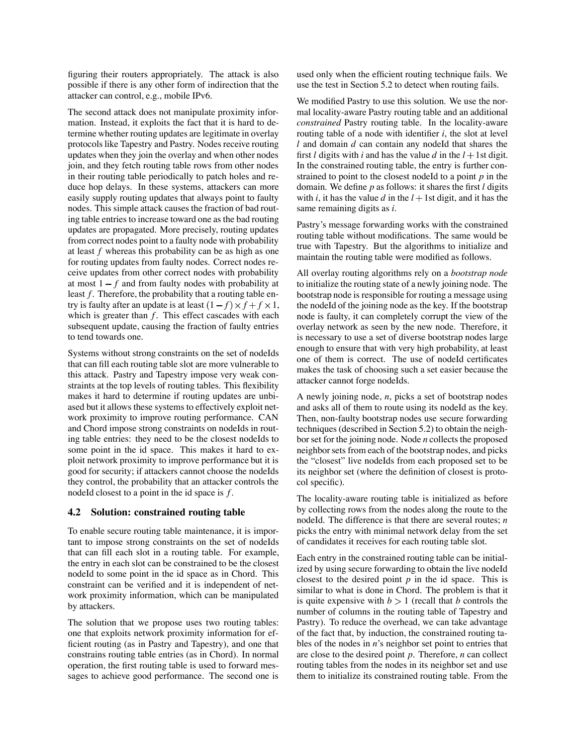figuring their routers appropriately. The attack is also possible if there is any other form of indirection that the attacker can control, e.g., mobile IPv6.

The second attack does not manipulate proximity information. Instead, it exploits the fact that it is hard to determine whether routing updates are legitimate in overlay protocols like Tapestry and Pastry. Nodes receive routing updates when they join the overlay and when other nodes join, and they fetch routing table rows from other nodes in their routing table periodically to patch holes and reduce hop delays. In these systems, attackers can more easily supply routing updates that always point to faulty nodes. This simple attack causes the fraction of bad routing table entries to increase toward one as the bad routing updates are propagated. More precisely, routing updates from correct nodes point to a faulty node with probability at least $f$ whereas this probability can be as high as one for routing updates from faulty nodes. Correct nodes receive updates from other correct nodes with probability at most $1-f$ and from faulty nodes with probability at least $f$. Therefore, the probability that a routing table entry is faulty after an update is at least $(1-f)\times f + f \times 1$, which is greater than $f$. This effect cascades with each subsequent update, causing the fraction of faulty entries to tend towards one.

Systems without strong constraints on the set of nodeIds that can fill each routing table slot are more vulnerable to this attack. Pastry and Tapestry impose very weak constraints at the top levels of routing tables. This flexibility makes it hard to determine if routing updates are unbiased but it allows these systems to effectively exploit network proximity to improve routing performance. CAN and Chord impose strong constraints on nodeIds in routing table entries: they need to be the closest nodeIds to some point in the id space. This makes it hard to exploit network proximity to improve performance but it is good for security; if attackers cannot choose the nodeIds they control, the probability that an attacker controls the nodeId closest to a point in the id space is $f$.

### 4.2 Solution: constrained routing table

To enable secure routing table maintenance, it is important to impose strong constraints on the set of nodeIds that can fill each slot in a routing table. For example, the entry in each slot can be constrained to be the closest nodeId to some point in the id space as in Chord. This constraint can be verified and it is independent of network proximity information, which can be manipulated by attackers.

The solution that we propose uses two routing tables: one that exploits network proximity information for efficient routing (as in Pastry and Tapestry), and one that constrains routing table entries (as in Chord). In normal operation, the first routing table is used to forward messages to achieve good performance. The second one is used only when the efficient routing technique fails. We use the test in Section 5.2 to detect when routing fails.

We modified Pastry to use this solution. We use the normal locality-aware Pastry routing table and an additional *constrained* Pastry routing table. In the locality-aware routing table of a node with identifier $i$, the slot at level $l$ and domain $d$ can contain any nodeId that shares the first $l$ digits with $i$ and has the value $d$ in the $l+1$st digit. In the constrained routing table, the entry is further constrained to point to the closest nodeId to a point $p$ in the domain. We define $p$ as follows: it shares the first $l$ digits with $i$, it has the value $d$ in the $l+1$st digit, and it has the same remaining digits as $i$.

Pastry's message forwarding works with the constrained routing table without modifications. The same would be true with Tapestry. But the algorithms to initialize and maintain the routing table were modified as follows.

All overlay routing algorithms rely on a *bootstrap node* to initialize the routing state of a newly joining node. The bootstrap node is responsible for routing a message using the nodeId of the joining node as the key. If the bootstrap node is faulty, it can completely corrupt the view of the overlay network as seen by the new node. Therefore, it is necessary to use a set of diverse bootstrap nodes large enough to ensure that with very high probability, at least one of them is correct. The use of nodeId certificates makes the task of choosing such a set easier because the attacker cannot forge nodeIds.

A newly joining node, $n$, picks a set of bootstrap nodes and asks all of them to route using its nodeId as the key. Then, non-faulty bootstrap nodes use secure forwarding techniques (described in Section 5.2) to obtain the neighbor set for the joining node. Node $n$ collects the proposed neighbor sets from each of the bootstrap nodes, and picks the "closest" live nodeIds from each proposed set to be its neighbor set (where the definition of closest is protocol specific).

The locality-aware routing table is initialized as before by collecting rows from the nodes along the route to the nodeId. The difference is that there are several routes; $n$ picks the entry with minimal network delay from the set of candidates it receives for each routing table slot.

Each entry in the constrained routing table can be initialized by using secure forwarding to obtain the live nodeId closest to the desired point $p$ in the id space. This is similar to what is done in Chord. The problem is that it is quite expensive with $b > 1$ (recall that $b$ controls the number of columns in the routing table of Tapestry and Pastry). To reduce the overhead, we can take advantage of the fact that, by induction, the constrained routing tables of the nodes in $n$'s neighbor set point to entries that are close to the desired point $p$. Therefore, $n$ can collect routing tables from the nodes in its neighbor set and use them to initialize its constrained routing table. From the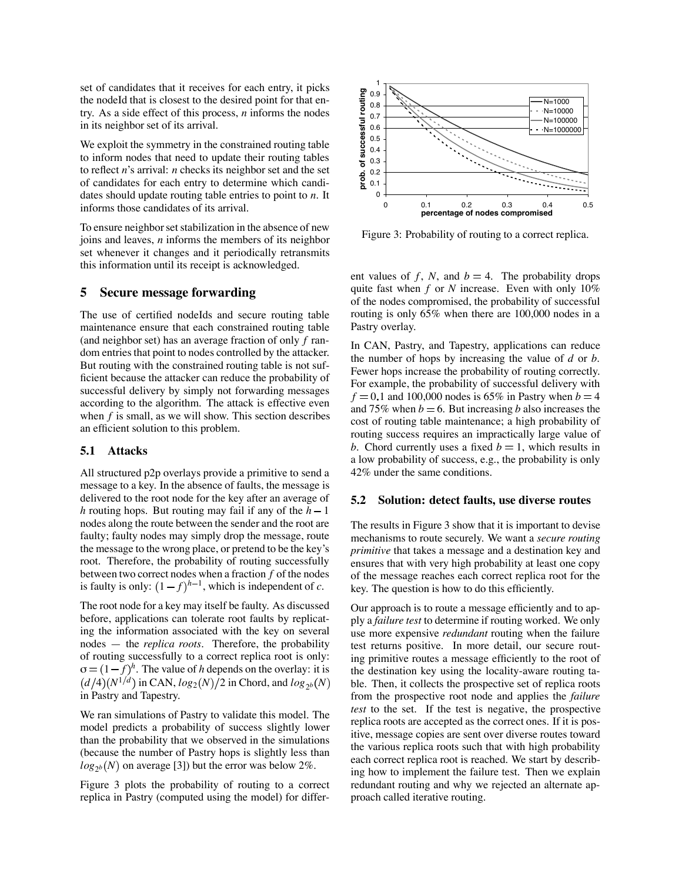set of candidates that it receives for each entry, it picks the nodeId that is closest to the desired point for that entry. As a side effect of this process, $n$ informs the nodes in its neighbor set of its arrival.

We exploit the symmetry in the constrained routing table to inform nodes that need to update their routing tables to reflect $n$'s arrival: $n$ checks its neighbor set and the set of candidates for each entry to determine which candidates should update routing table entries to point to $n$. It informs those candidates of its arrival.

To ensure neighbor set stabilization in the absence of new joins and leaves, $n$ informs the members of its neighbor set whenever it changes and it periodically retransmits this information until its receipt is acknowledged.

## 5 Secure message forwarding

The use of certified nodeIds and secure routing table maintenance ensure that each constrained routing table (and neighbor set) has an average fraction of only $f$ random entries that point to nodes controlled by the attacker. But routing with the constrained routing table is not sufficient because the attacker can reduce the probability of successful delivery by simply not forwarding messages according to the algorithm. The attack is effective even when $f$ is small, as we will show. This section describes an efficient solution to this problem.

### 5.1 Attacks

All structured p2p overlays provide a primitive to send a message to a key. In the absence of faults, the message is delivered to the root node for the key after an average of $h$ routing hops. But routing may fail if any of the $h-1$ nodes along the route between the sender and the root are faulty; faulty nodes may simply drop the message, route the message to the wrong place, or pretend to be the key's root. Therefore, the probability of routing successfully between two correct nodes when a fraction $f$ of the nodes is faulty is only: $(1-f)^{h-1}$, which is independent of $c$.

The root node for a key may itself be faulty. As discussed before, applications can tolerate root faults by replicating the information associated with the key on several nodes — the *replica roots*. Therefore, the probability of routing successfully to a correct replica root is only: $\sigma = (1-f)^h$. The value of $h$ depends on the overlay: it is $(d/4)(N^{1/d})$ in CAN, $log_2(N)/2$ in Chord, and $log_{2^b}(N)$ in Pastry and Tapestry.

We ran simulations of Pastry to validate this model. The model predicts a probability of success slightly lower than the probability that we observed in the simulations (because the number of Pastry hops is slightly less than $log_{2^b}(N)$ on average [3]) but the error was below 2%.

Figure 3 plots the probability of routing to a correct replica in Pastry (computed using the model) for different values of $f$, $N$, and $b = 4$. The probability drops quite fast when $f$ or $N$ increase. Even with only 10% of the nodes compromised, the probability of successful routing is only 65% when there are 100,000 nodes in a Pastry overlay.

Figure 3: Probability of routing to a correct replica.

In CAN, Pastry, and Tapestry, applications can reduce the number of hops by increasing the value of $d$ or $b$. Fewer hops increase the probability of routing correctly. For example, the probability of successful delivery with $f = 0.1$ and 100,000 nodes is 65% in Pastry when $b = 4$ and 75% when $b = 6$. But increasing $b$ also increases the cost of routing table maintenance; a high probability of routing success requires an impractically large value of $b$. Chord currently uses a fixed $b = 1$, which results in a low probability of success, e.g., the probability is only 42% under the same conditions.

### 5.2 Solution: detect faults, use diverse routes

The results in Figure 3 show that it is important to devise mechanisms to route securely. We want a *secure routing primitive* that takes a message and a destination key and ensures that with very high probability at least one copy of the message reaches each correct replica root for the key. The question is how to do this efficiently.

Our approach is to route a message efficiently and to apply a *failure test* to determine if routing worked. We only use more expensive *redundant* routing when the failure test returns positive. In more detail, our secure routing primitive routes a message efficiently to the root of the destination key using the locality-aware routing table. Then, it collects the prospective set of replica roots from the prospective root node and applies the *failure test* to the set. If the test is negative, the prospective replica roots are accepted as the correct ones. If it is positive, message copies are sent over diverse routes toward the various replica roots such that with high probability each correct replica root is reached. We start by describing how to implement the failure test. Then we explain redundant routing and why we rejected an alternate approach called iterative routing.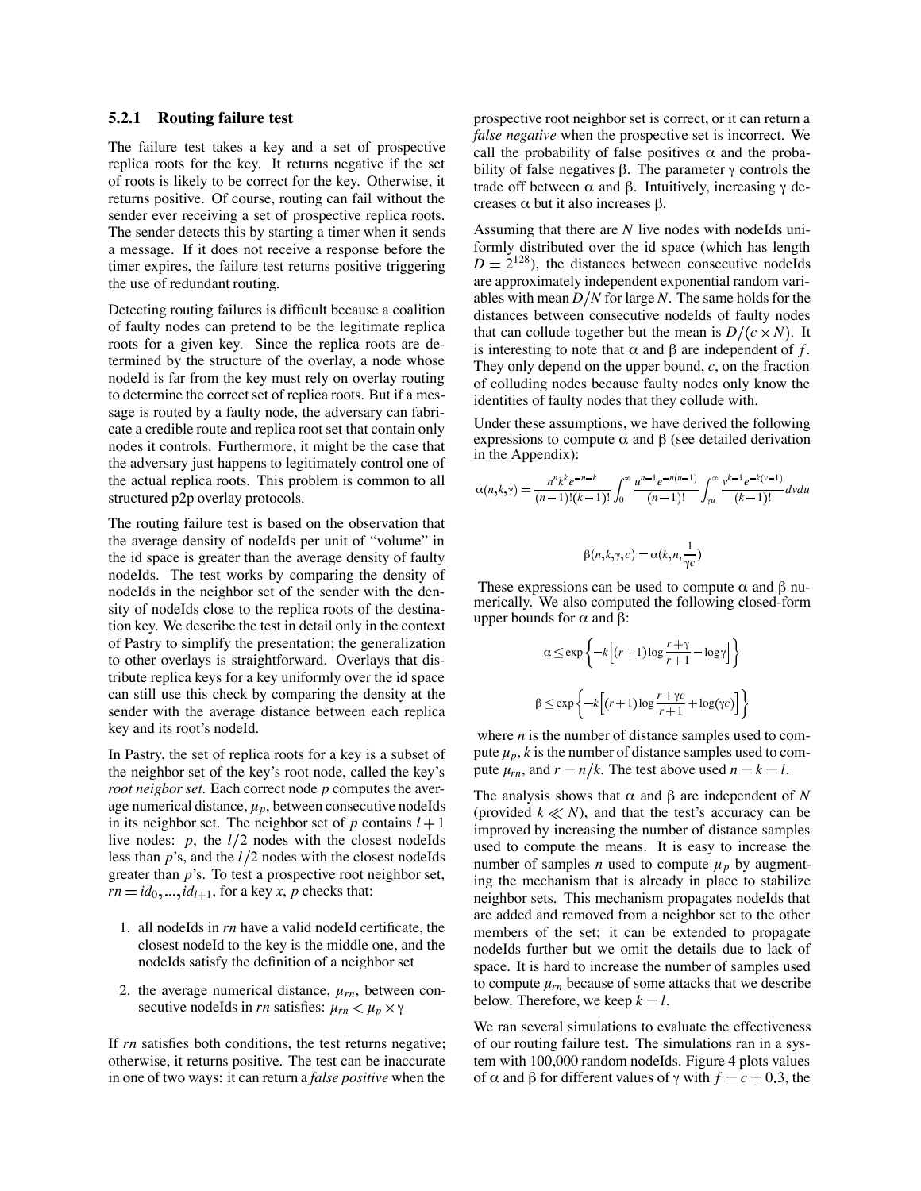### 5.2.1 Routing failure test

The failure test takes a key and a set of prospective replica roots for the key. It returns negative if the set of roots is likely to be correct for the key. Otherwise, it returns positive. Of course, routing can fail without the sender ever receiving a set of prospective replica roots. The sender detects this by starting a timer when it sends a message. If it does not receive a response before the timer expires, the failure test returns positive triggering the use of redundant routing.

Detecting routing failures is difficult because a coalition of faulty nodes can pretend to be the legitimate replica roots for a given key. Since the replica roots are determined by the structure of the overlay, a node whose nodeId is far from the key must rely on overlay routing to determine the correct set of replica roots. But if a message is routed by a faulty node, the adversary can fabricate a credible route and replica root set that contain only nodes it controls. Furthermore, it might be the case that the adversary just happens to legitimately control one of the actual replica roots. This problem is common to all structured p2p overlay protocols.

The routing failure test is based on the observation that the average density of nodeIds per unit of "volume" in the id space is greater than the average density of faulty nodeIds. The test works by comparing the density of nodeIds in the neighbor set of the sender with the density of nodeIds close to the replica roots of the destination key. We describe the test in detail only in the context of Pastry to simplify the presentation; the generalization to other overlays is straightforward. Overlays that distribute replica keys for a key uniformly over the id space can still use this check by comparing the density at the sender with the average distance between each replica key and its root's nodeId.

In Pastry, the set of replica roots for a key is a subset of the neighbor set of the key's root node, called the key's *root neigbor set*. Each correct node $p$ computes the average numerical distance, $\mu_p$, between consecutive nodeIds in its neighbor set. The neighbor set of $p$ contains $l+1$ live nodes: $p$, the $l/2$ nodes with the closest nodeIds less than $p$'s, and the $l/2$ nodes with the closest nodeIds greater than $p$'s. To test a prospective root neighbor set, $rn = id_0, ..., id_{l+1}$, for a key $x$, $p$ checks that:

1. all nodeIds in $rn$ have a valid nodeId certificate, the closest nodeId to the key is the middle one, and the nodeIds satisfy the definition of a neighbor set
2. the average numerical distance, $\mu_{rn}$, between consecutive nodeIds in $rn$ satisfies: $\mu_{rn} < \mu_p \times \gamma$

If $rn$ satisfies both conditions, the test returns negative; otherwise, it returns positive. The test can be inaccurate in one of two ways: it can return a *false positive* when the prospective root neighbor set is correct, or it can return a *false negative* when the prospective set is incorrect. We call the probability of false positives $\alpha$ and the probability of false negatives $\beta$. The parameter $\gamma$ controls the trade off between $\alpha$ and $\beta$. Intuitively, increasing $\gamma$ decreases $\alpha$ but it also increases $\beta$.

Assuming that there are $N$ live nodes with nodeIds uniformly distributed over the id space (which has length $D = 2^{128}$), the distances between consecutive nodeIds are approximately independent exponential random variables with mean $D/N$ for large $N$. The same holds for the distances between consecutive nodeIds of faulty nodes that can collude together but the mean is $D/(c \times N)$. It is interesting to note that $\alpha$ and $\beta$ are independent of $f$. They only depend on the upper bound, $c$, on the fraction of colluding nodes because faulty nodes only know the identities of faulty nodes that they collude with.

Under these assumptions, we have derived the following expressions to compute $\alpha$ and $\beta$ (see detailed derivation in the Appendix):

$$\alpha(n,k,\gamma) = \frac{n^n k^k e^{-n-k}}{(n-1)!(k-1)!} \int_0^\infty \frac{u^{n-1} e^{-n(u-1)}}{(n-1)!} \int_{\gamma u}^\infty \frac{v^{k-1} e^{-k(v-1)}}{(k-1)!} dv du$$

$$\beta(n,k,\gamma,c) = \alpha(k,n,\frac{1}{\gamma c})$$

These expressions can be used to compute $\alpha$ and $\beta$ numerically. We also computed the following closed-form upper bounds for $\alpha$ and $\beta$:

$$\alpha \leq \exp\left\{-k\left[(r+1)\log\frac{r+\gamma}{r+1} - \log\gamma\right]\right\}$$

$$\beta \leq \exp\left\{-k\left[(r+1)\log\frac{r+\gamma c}{r+1} + \log(\gamma c)\right]\right\}$$

where $n$ is the number of distance samples used to compute $\mu_p$, $k$ is the number of distance samples used to compute $\mu_{rn}$, and $r = n/k$. The test above used $n = k = l$.

The analysis shows that $\alpha$ and $\beta$ are independent of $N$ (provided $k \ll N$), and that the test's accuracy can be improved by increasing the number of distance samples used to compute the means. It is easy to increase the number of samples $n$ used to compute $\mu_p$ by augmenting the mechanism that is already in place to stabilize neighbor sets. This mechanism propagates nodeIds that are added and removed from a neighbor set to the other members of the set; it can be extended to propagate nodeIds further but we omit the details due to lack of space. It is hard to increase the number of samples used to compute $\mu_{rn}$ because of some attacks that we describe below. Therefore, we keep $k = l$.

We ran several simulations to evaluate the effectiveness of our routing failure test. The simulations ran in a system with 100,000 random nodeIds. Figure 4 plots values of $\alpha$ and $\beta$ for different values of $\gamma$ with $f = c = 0.3$, the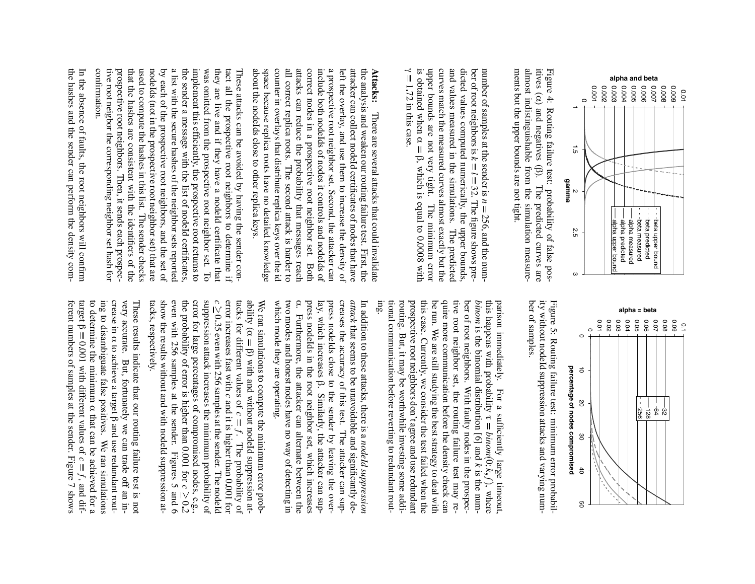Figure 4: Routing failure test: probability of false positives ($\alpha$) and negatives ($\beta$). The predicted curves are almost indistinguishable from the simulation measurements but the upper bounds are not tight.

number of samples at the sender is $n = 256$, and the number of root neighbors is $k = l = 32$. The figure shows predicted values computed numerically, the upper bounds, and values measured in the simulations. The predicted curves match the measured curves almost exactly but the upper bounds are not very tight. The minimum error is obtained when $\alpha = \beta$, which is equal to 0.0008 with $\gamma = 1.72$ in this case.

**Attacks:** There are several attacks that could invalidate the analysis and weaken our routing failure test. First, the attacker can collect nodeId certificates of nodes that have left the overlay, and use them to increase the density of a prospective root neighbor set. Second, the attacker can include both nodeIds of nodes it controls and nodeIds of correct nodes in a prospective root neighbor set. Both attacks can reduce the probability that messages reach all correct replica roots. The second attack is harder to counter in overlays that distribute replica keys over the id space because replica roots have no detailed knowledge about the nodeIds close to other replica keys.

These attacks can be avoided by having the sender contact all the prospective root neighbors to determine if they are live and if they have a nodeId certificate that was omitted from the prospective root neighbor set. To implement this efficiently, the prospective root returns to the sender a message with the list of nodeId certificates, a list with the secure hashes of the neighbor sets reported by each of the prospective root neighbors, and the set of nodeIds (not in the prospective root neighbor set) that are used to compute the hashes in this list. The sender checks that the hashes are consistent with the identifiers of the prospective root neighbors. Then, it sends each prospective root neighbor the corresponding neighbor set hash for confirmation.

In the absence of faults, the root neighbors will confirm the hashes and the sender can perform the density comparison immediately. For a sufficiently large timeout, this happens with probability $\tau = binom(0; k, f)$, where $binom$ is the binomial distribution [6] and $k$ is the number of root neighbors. With faulty nodes in the prospective root neighbor set, the routing failure test may require quite more communication before the density check can be run. We are still studying the best strategy to deal with this case. Currently, we consider the test failed when the prospective root neighbors don't agree and use redundant routing. But, it may be worthwhile investing some additional communication before reverting to redundant routing.

Figure 5: Routing failure test: minimum error probability without nodeId suppression attacks and varying number of samples.

In addition to these attacks, there is a *nodeId suppression attack* that seems to be unavoidable and significantly decreases the accuracy of this test. The attacker can suppress nodeIds close to the sender by leaving the overlay, which increases $\beta$. Similarly, the attacker can suppress nodeIds in the root neighbor set, which increases $\alpha$. Furthermore, the attacker can alternate between the two modes and honest nodes have no way of detecting in which mode they are operating.

We ran simulations to compute the minimum error probability ($\alpha = \beta$) with and without nodeId suppression attacks for different values of $c = f$. The probability of error increases fast with $c$ and it is higher than 0.001 for $c \geq 0.35$ even with 256 samples at the sender. The nodeId suppression attack increases the minimum probability of error for large percentages of compromised nodes, e.g., the probability of error is higher than 0.001 for $c \geq 0.2$ even with 256 samples at the sender. Figures 5 and 6 show the results without and with nodeId suppression attacks, respectively.

These results indicate that our routing failure test is not very accurate. But, fortunately we can trade off an increase in $\alpha$ to achieve a target $\beta$ and use redundant routing to disambiguate false positives. We ran simulations to determine the minimum $\alpha$ that can be achieved for a target $\beta = 0.001$ with different values of $c = f$, and different numbers of samples at the sender. Figure 7 shows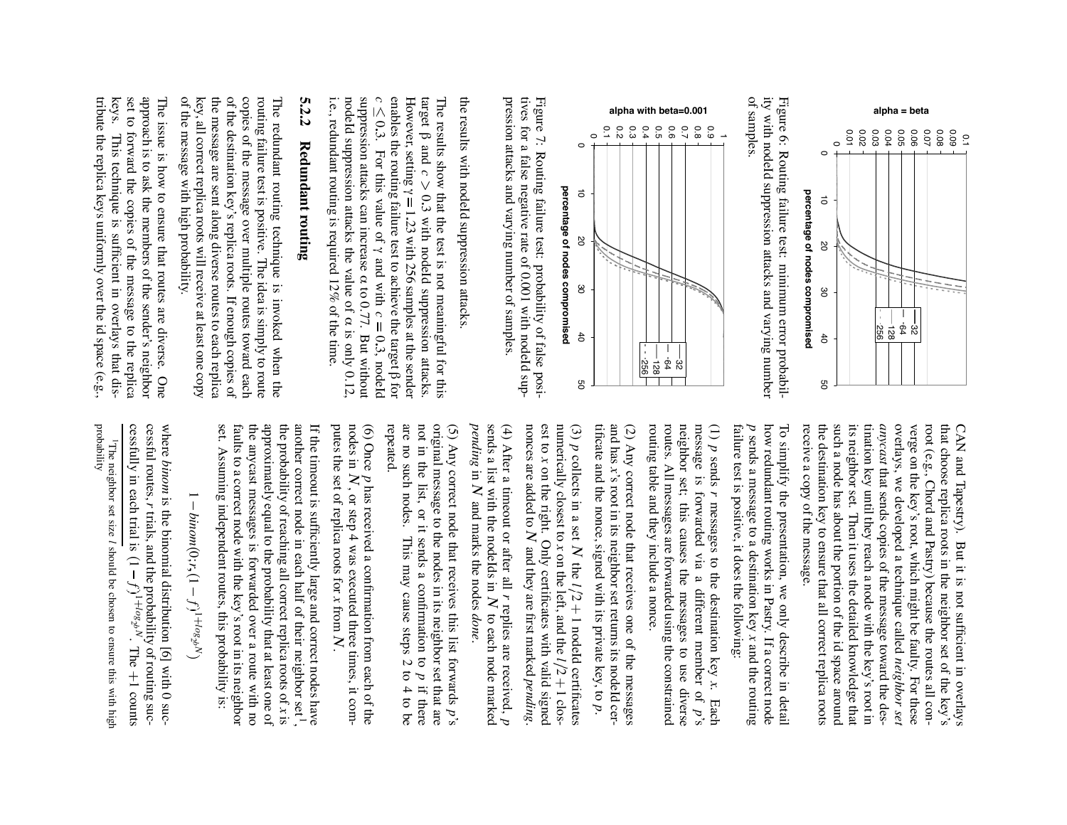Figure 6: Routing failure test: minimum error probability with nodeId suppression attacks and varying number of samples.

Figure 7: Routing failure test: probability of false positives for a false negative rate of 0.001 with nodeId suppression attacks and varying number of samples.

the results with nodeId suppression attacks.

The results show that the test is not meaningful for this target $\beta$ and $c > 0.3$ with nodeId suppression attacks. However, setting $\gamma = 1.23$ with 256 samples at the sender enables the routing failure test to achieve the target $\beta$ for $c \le 0.3$. For this value of $\gamma$ and with $c = 0.3$, nodeId suppression attacks can increase $\alpha$ to 0.77. But without nodeId suppression attacks the value of $\alpha$ is only 0.12, i.e., redundant routing is required 12% of the time.

### 5.2.2 Redundant routing

The redundant routing technique is invoked when the routing failure test is positive. The idea is simply to route copies of the message over multiple routes toward each of the destination key's replica roots. If enough copies of the message are sent along diverse routes to each replica key, all correct replica roots will receive at least one copy of the message with high probability.

The issue is how to ensure that routes are diverse. One approach is to ask the members of the sender's neighbor set to forward the copies of the message to the replica keys. This technique is sufficient in overlays that distribute the replica keys uniformly over the id space (e.g., CAN and Tapestry). But it is not sufficient in overlays that choose replica roots in the neighbor set of the key's root (e.g., Chord and Pastry) because the routes all converge on the key's root, which might be faulty. For these overlays, we developed a technique called *neighbor set anycast* that sends copies of the message toward the destination key until they reach a node with the key's root in its neighbor set. Then it uses the detailed knowledge that such a node has about the portion of the id space around the destination key to ensure that all correct replica roots receive a copy of the message.

To simplify the presentation, we only describe in detail how redundant routing works in Pastry. If a correct node $p$ sends a message to a destination key $x$ and the routing failure test is positive, it does the following:

(1) $p$ sends $r$ messages to the destination key $x$. Each message is forwarded via a different member of $p$'s neighbor set; this causes the messages to use diverse routes. All messages are forwarded using the constrained routing table and they include a nonce.

(2) Any correct node that receives one of the messages and has $x$'s root in its neighbor set returns its nodeId certificate and the nonce, signed with its private key, to $p$.

(3) $p$ collects in a set $N$ the $l/2+1$ nodeId certificates numerically closest to $x$ on the left, and the $l/2+1$ closest to $x$ on the right. Only certificates with valid signed nonces are added to $N$ and they are first marked *pending*.

(4) After a timeout or after all $r$ replies are received, $p$ sends a list with the nodeIds in $N$ to each node marked *pending* in $N$ and marks the nodes *done*.

(5) Any correct node that receives this list forwards $p$'s original message to the nodes in its neighbor set that are not in the list, or it sends a confirmation to $p$ if there are no such nodes. This may cause steps 2 to 4 to be repeated.

(6) Once $p$ has received a confirmation from each of the nodes in $N$, or step 4 was executed three times, it computes the set of replica roots for $x$ from $N$.

If the timeout is sufficiently large and correct nodes have another correct node in each half of their neighbor set[1], the probability of reaching all correct replica roots of $x$ is approximately equal to the probability that at least one of the anycast messages is forwarded over a route with no faults to a correct node with the key's root in its neighbor set. Assuming independent routes, this probability is:

$$1 - binom(0;r,(1-f)^{1+log_{2^b}N})$$

where *binom* is the binomial distribution [6] with 0 successful routes, $r$ trials, and the probability of routing successfully in each trial is $(1-f)^{1+log_{2^b}N}$. The +1 counts

[1] The neighbor set size $l$ should be chosen to ensure this with high probability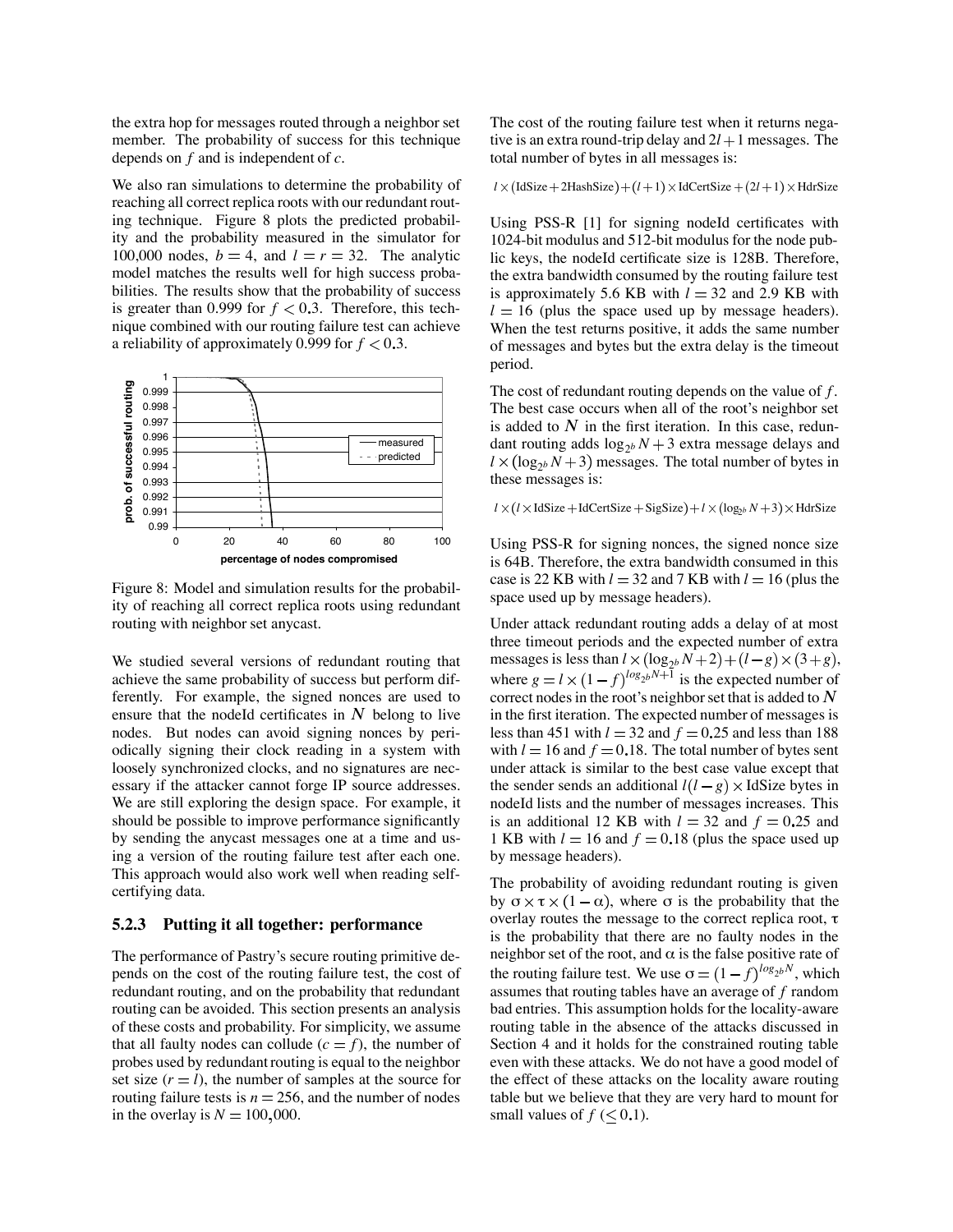the extra hop for messages routed through a neighbor set member. The probability of success for this technique depends on $f$ and is independent of $c$.

We also ran simulations to determine the probability of reaching all correct replica roots with our redundant routing technique. Figure 8 plots the predicted probability and the probability measured in the simulator for 100,000 nodes, $b = 4$, and $l = r = 32$. The analytic model matches the results well for high success probabilities. The results show that the probability of success is greater than 0.999 for $f < 0.3$. Therefore, this technique combined with our routing failure test can achieve a reliability of approximately 0.999 for $f < 0.3$.

Figure 8: Model and simulation results for the probability of reaching all correct replica roots using redundant routing with neighbor set anycast.

We studied several versions of redundant routing that achieve the same probability of success but perform differently. For example, the signed nonces are used to ensure that the nodeId certificates in $N$ belong to live nodes. But nodes can avoid signing nonces by periodically signing their clock reading in a system with loosely synchronized clocks, and no signatures are necessary if the attacker cannot forge IP source addresses. We are still exploring the design space. For example, it should be possible to improve performance significantly by sending the anycast messages one at a time and using a version of the routing failure test after each one. This approach would also work well when reading self-certifying data.

### 5.2.3 Putting it all together: performance

The performance of Pastry's secure routing primitive depends on the cost of the routing failure test, the cost of redundant routing, and on the probability that redundant routing can be avoided. This section presents an analysis of these costs and probability. For simplicity, we assume that all faulty nodes can collude ($c = f$), the number of probes used by redundant routing is equal to the neighbor set size ($r = l$), the number of samples at the source for routing failure tests is $n = 256$, and the number of nodes in the overlay is $N = 100{,}000$.

The cost of the routing failure test when it returns negative is an extra round-trip delay and $2l + 1$ messages. The total number of bytes in all messages is:

$$l \times (\text{IdSize} + 2\text{HashSize}) + (l+1) \times \text{IdCertSize} + (2l+1) \times \text{HdrSize}$$

Using PSS-R [1] for signing nodeId certificates with 1024-bit modulus and 512-bit modulus for the node public keys, the nodeId certificate size is 128B. Therefore, the extra bandwidth consumed by the routing failure test is approximately 5.6 KB with $l = 32$ and 2.9 KB with $l = 16$ (plus the space used up by message headers). When the test returns positive, it adds the same number of messages and bytes but the extra delay is the timeout period.

The cost of redundant routing depends on the value of $f$. The best case occurs when all of the root's neighbor set is added to $N$ in the first iteration. In this case, redundant routing adds $\log_{2^b} N + 3$ extra message delays and $l \times (\log_{2^b} N + 3)$ messages. The total number of bytes in these messages is:

$$l \times (l \times \text{IdSize} + \text{IdCertSize} + \text{SigSize}) + l \times (\log_{2^b} N + 3) \times \text{HdrSize}$$

Using PSS-R for signing nonces, the signed nonce size is 64B. Therefore, the extra bandwidth consumed in this case is 22 KB with $l = 32$ and 7 KB with $l = 16$ (plus the space used up by message headers).

Under attack redundant routing adds a delay of at most three timeout periods and the expected number of extra messages is less than $l \times (\log_{2^b} N + 2) + (l - g) \times (3 + g)$, where $g = l \times (1-f)^{log_{2^b} N + 1}$ is the expected number of correct nodes in the root's neighbor set that is added to $N$ in the first iteration. The expected number of messages is less than 451 with $l = 32$ and $f = 0.25$ and less than 188 with $l = 16$ and $f = 0.18$. The total number of bytes sent under attack is similar to the best case value except that the sender sends an additional $l(l - g) \times \text{IdSize}$ bytes in nodeId lists and the number of messages increases. This is an additional 12 KB with $l = 32$ and $f = 0.25$ and 1 KB with $l = 16$ and $f = 0.18$ (plus the space used up by message headers).

The probability of avoiding redundant routing is given by $\sigma \times \tau \times (1 - \alpha)$, where $\sigma$ is the probability that the overlay routes the message to the correct replica root, $\tau$ is the probability that there are no faulty nodes in the neighbor set of the root, and $\alpha$ is the false positive rate of the routing failure test. We use $\sigma = (1-f)^{log_{2^b} N}$, which assumes that routing tables have an average of $f$ random bad entries. This assumption holds for the locality-aware routing table in the absence of the attacks discussed in Section 4 and it holds for the constrained routing table even with these attacks. We do not have a good model of the effect of these attacks on the locality aware routing table but we believe that they are very hard to mount for small values of $f$ ($\leq 0.1$).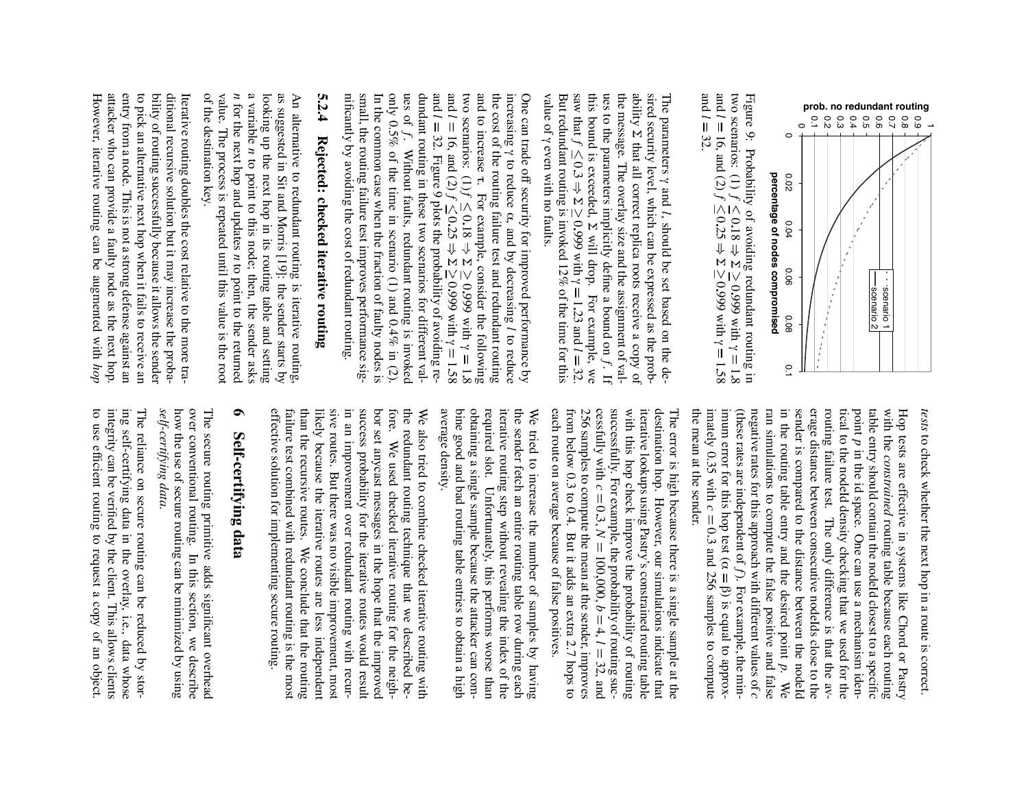Figure 9: Probability of avoiding redundant routing in two scenarios: (1) $f \leq 0.18 \Rightarrow \Sigma \geq 0.999$ with $\gamma = 1.8$ and $l = 16$, and (2) $f \leq 0.25 \Rightarrow \Sigma \geq 0.999$ with $\gamma = 1.58$ and $l = 32$.

The parameters $\gamma$ and $l$, should be set based on the desired security level, which can be expressed as the probability $\Sigma$ that all correct replica roots receive a copy of the message. The overlay size and the assignment of values to the parameters implicitly define a bound on $f$. If this bound is exceeded, $\Sigma$ will drop. For example, we saw that $f \leq 0.3 \Rightarrow \Sigma \geq 0.999$ with $\gamma = 1.23$ and $l = 32$. But redundant routing is invoked 12% of the time for this value of $\gamma$ even with no faults.

One can trade off security for improved performance by increasing $\gamma$ to reduce $\alpha$, and by decreasing $l$ to reduce the cost of the routing failure test and redundant routing and to increase $\tau$. For example, consider the following two scenarios: (1) $f \leq 0.18 \Rightarrow \Sigma \geq 0.999$ with $\gamma = 1.8$ and $l = 16$, and (2) $f \leq 0.25 \Rightarrow \Sigma \geq 0.999$ with $\gamma = 1.58$ and $l = 32$. Figure 9 plots the probability of avoiding redundant routing in these two scenarios for different values of $f$. Without faults, redundant routing is invoked only 0.5% of the time in scenario (1) and 0.4% in (2). In the common case when the fraction of faulty nodes is small, the routing failure test improves performance significantly by avoiding the cost of redundant routing.

### 5.2.4 Rejected: checked iterative routing

An alternative to redundant routing is iterative routing, as suggested in Sit and Morris [19]; the sender starts by looking up the next hop in its routing table and setting a variable $n$ to point to this node; then, the sender asks $n$ for the next hop and updates $n$ to point to the returned value. The process is repeated until this value is the root of the destination key.

Iterative routing doubles the cost relative to the more traditional recursive solution but it may increase the probability of routing successfully because it allows the sender to pick an alternative next hop when it fails to receive an entry from a node. This is not a strong defense against an attacker who can provide a faulty node as the next hop. However, iterative routing can be augmented with *hop tests* to check whether the next hop in a route is correct.

Hop tests are effective in systems like Chord or Pastry with the *constrained* routing table because each routing table entry should contain the nodeId closest to a specific point $p$ in the id space. One can use a mechanism identical to the nodeId density checking that we used for the routing failure test. The only difference is that the average distance between consecutive nodeIds close to the sender is compared to the distance between the nodeId in the routing table entry and the desired point $p$. We ran simulations to compute the false positive and false negative rates for this approach with different values of $c$ (these rates are independent of $f$). For example, the minimum error for this hop test ($\alpha = \beta$) is equal to approximately 0.35 with $c = 0.3$ and 256 samples to compute the mean at the sender.

The error is high because there is a single sample at the destination hop. However, our simulations indicate that iterative lookups using Pastry's constrained routing table with this hop check improve the probability of routing successfully. For example, the probability of routing successfully with $c = 0.3$, $N = 100{,}000$, $b = 4$, $l = 32$, and 256 samples to compute the mean at the sender, improves from below 0.3 to 0.4. But it adds an extra 2.7 hops to each route on average because of false positives.

We tried to increase the number of samples by having the sender fetch an entire routing table row during each iterative routing step without revealing the index of the required slot. Unfortunately, this performs worse than obtaining a single sample because the attacker can combine good and bad routing table entries to obtain a high average density.

We also tried to combine checked iterative routing with the redundant routing technique that we described before. We used checked iterative routing for the neighbor set anycast messages in the hope that the improved success probability for the iterative routes would result in an improvement over redundant routing with recursive routes. But there was no visible improvement, most likely because the iterative routes are less independent than the recursive routes. We conclude that the routing failure test combined with redundant routing is the most effective solution for implementing secure routing.

## 6 Self-certifying data

The secure routing primitive adds significant overhead over conventional routing. In this section, we describe how the use of secure routing can be minimized by using *self-certifying data*.

The reliance on secure routing can be reduced by storing self-certifying data in the overlay, i.e., data whose integrity can be verified by the client. This allows clients to use efficient routing to request a copy of an object.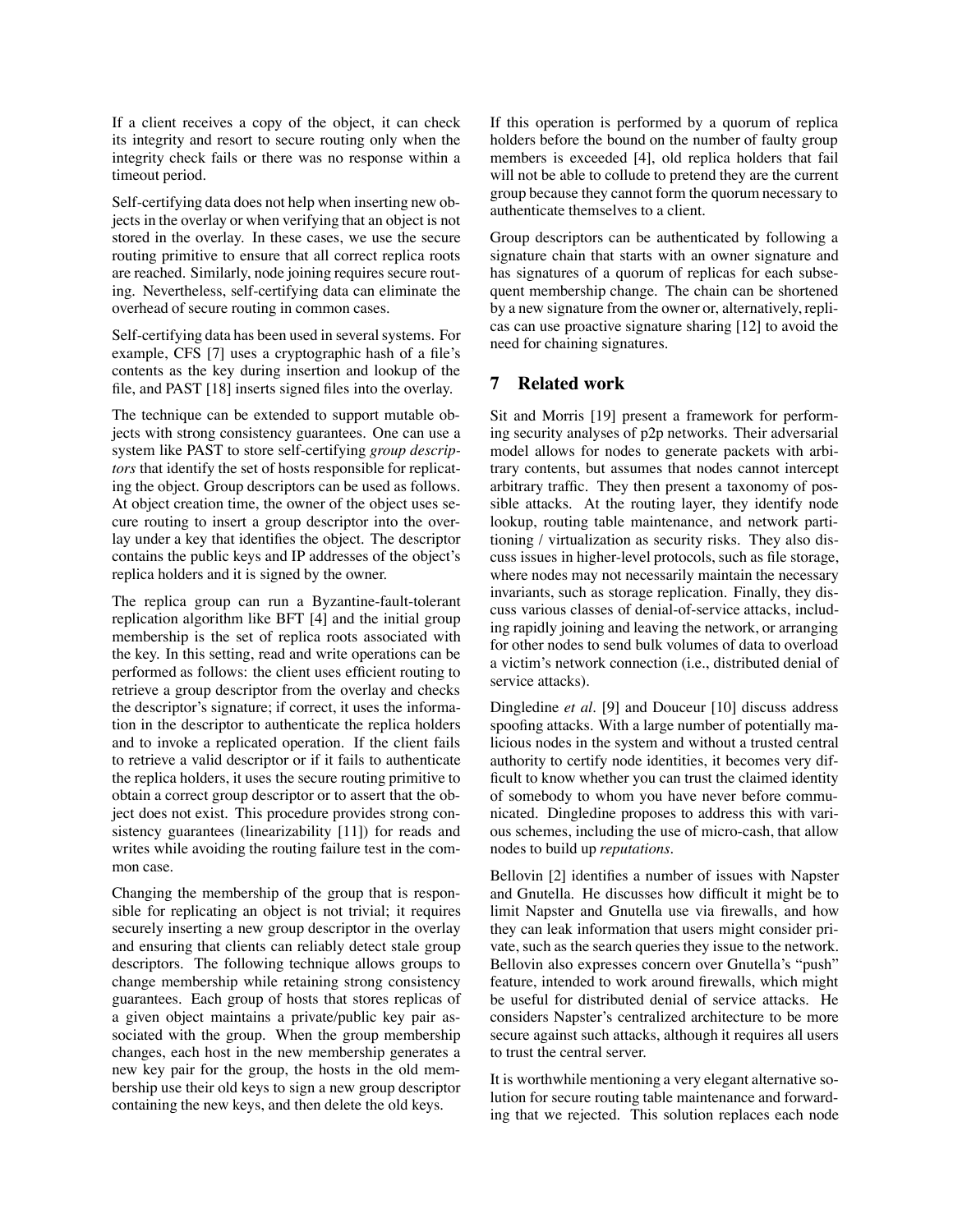If a client receives a copy of the object, it can check its integrity and resort to secure routing only when the integrity check fails or there was no response within a timeout period.

Self-certifying data does not help when inserting new objects in the overlay or when verifying that an object is not stored in the overlay. In these cases, we use the secure routing primitive to ensure that all correct replica roots are reached. Similarly, node joining requires secure routing. Nevertheless, self-certifying data can eliminate the overhead of secure routing in common cases.

Self-certifying data has been used in several systems. For example, CFS [7] uses a cryptographic hash of a file's contents as the key during insertion and lookup of the file, and PAST [18] inserts signed files into the overlay.

The technique can be extended to support mutable objects with strong consistency guarantees. One can use a system like PAST to store self-certifying *group descriptors* that identify the set of hosts responsible for replicating the object. Group descriptors can be used as follows. At object creation time, the owner of the object uses secure routing to insert a group descriptor into the overlay under a key that identifies the object. The descriptor contains the public keys and IP addresses of the object's replica holders and it is signed by the owner.

The replica group can run a Byzantine-fault-tolerant replication algorithm like BFT [4] and the initial group membership is the set of replica roots associated with the key. In this setting, read and write operations can be performed as follows: the client uses efficient routing to retrieve a group descriptor from the overlay and checks the descriptor's signature; if correct, it uses the information in the descriptor to authenticate the replica holders and to invoke a replicated operation. If the client fails to retrieve a valid descriptor or if it fails to authenticate the replica holders, it uses the secure routing primitive to obtain a correct group descriptor or to assert that the object does not exist. This procedure provides strong consistency guarantees (linearizability [11]) for reads and writes while avoiding the routing failure test in the common case.

Changing the membership of the group that is responsible for replicating an object is not trivial; it requires securely inserting a new group descriptor in the overlay and ensuring that clients can reliably detect stale group descriptors. The following technique allows groups to change membership while retaining strong consistency guarantees. Each group of hosts that stores replicas of a given object maintains a private/public key pair associated with the group. When the group membership changes, each host in the new membership generates a new key pair for the group, the hosts in the old membership use their old keys to sign a new group descriptor containing the new keys, and then delete the old keys. If this operation is performed by a quorum of replica holders before the bound on the number of faulty group members is exceeded [4], old replica holders that fail will not be able to collude to pretend they are the current group because they cannot form the quorum necessary to authenticate themselves to a client.

Group descriptors can be authenticated by following a signature chain that starts with an owner signature and has signatures of a quorum of replicas for each subsequent membership change. The chain can be shortened by a new signature from the owner or, alternatively, replicas can use proactive signature sharing [12] to avoid the need for chaining signatures.

## 7 Related work

Sit and Morris [19] present a framework for performing security analyses of p2p networks. Their adversarial model allows for nodes to generate packets with arbitrary contents, but assumes that nodes cannot intercept arbitrary traffic. They then present a taxonomy of possible attacks. At the routing layer, they identify node lookup, routing table maintenance, and network partitioning / virtualization as security risks. They also discuss issues in higher-level protocols, such as file storage, where nodes may not necessarily maintain the necessary invariants, such as storage replication. Finally, they discuss various classes of denial-of-service attacks, including rapidly joining and leaving the network, or arranging for other nodes to send bulk volumes of data to overload a victim's network connection (i.e., distributed denial of service attacks).

Dingledine *et al*. [9] and Douceur [10] discuss address spoofing attacks. With a large number of potentially malicious nodes in the system and without a trusted central authority to certify node identities, it becomes very difficult to know whether you can trust the claimed identity of somebody to whom you have never before communicated. Dingledine proposes to address this with various schemes, including the use of micro-cash, that allow nodes to build up *reputations*.

Bellovin [2] identifies a number of issues with Napster and Gnutella. He discusses how difficult it might be to limit Napster and Gnutella use via firewalls, and how they can leak information that users might consider private, such as the search queries they issue to the network. Bellovin also expresses concern over Gnutella's "push" feature, intended to work around firewalls, which might be useful for distributed denial of service attacks. He considers Napster's centralized architecture to be more secure against such attacks, although it requires all users to trust the central server.

It is worthwhile mentioning a very elegant alternative solution for secure routing table maintenance and forwarding that we rejected. This solution replaces each node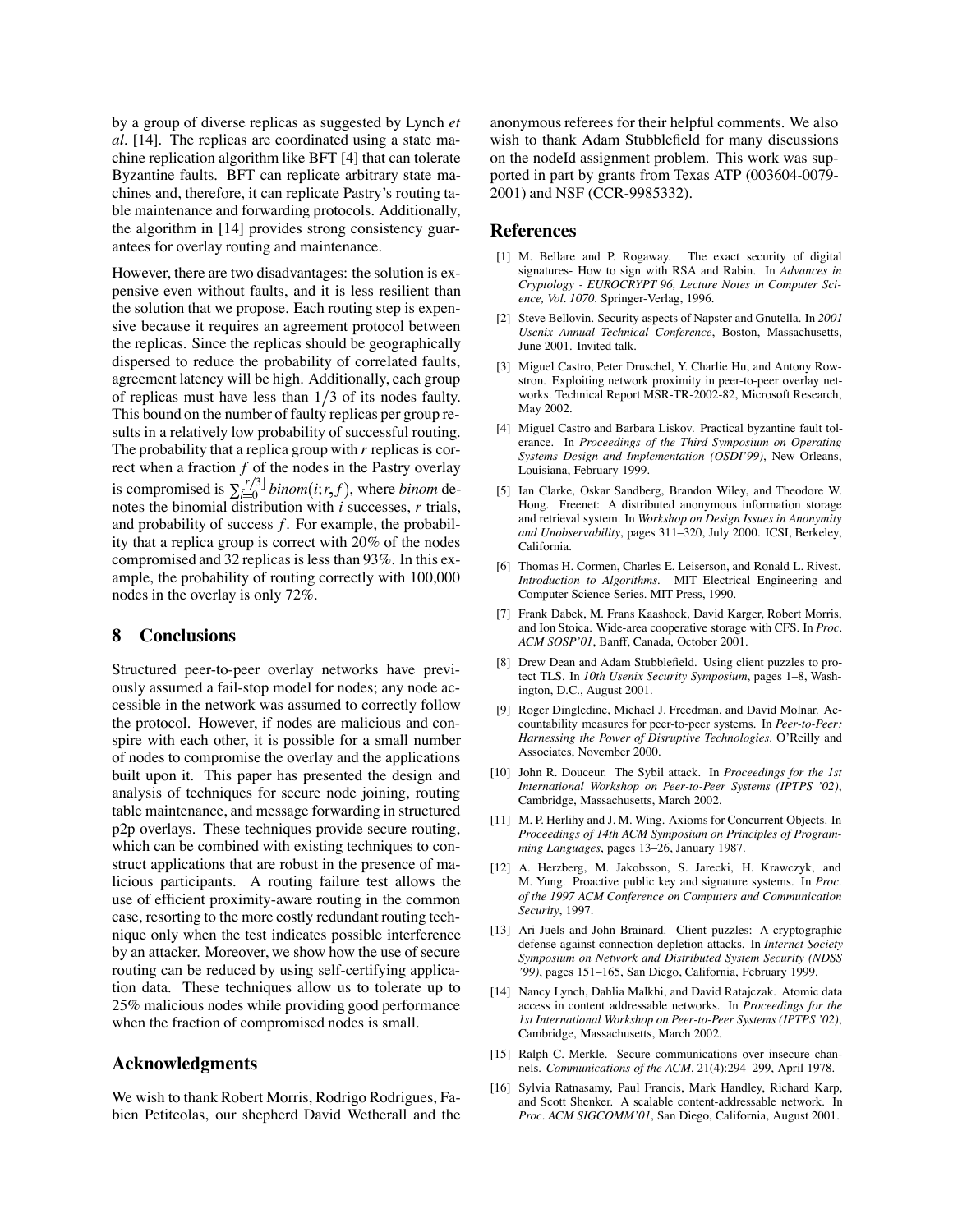by a group of diverse replicas as suggested by Lynch *et al*. [14]. The replicas are coordinated using a state machine replication algorithm like BFT [4] that can tolerate Byzantine faults. BFT can replicate arbitrary state machines and, therefore, it can replicate Pastry's routing table maintenance and forwarding protocols. Additionally, the algorithm in [14] provides strong consistency guarantees for overlay routing and maintenance.

However, there are two disadvantages: the solution is expensive even without faults, and it is less resilient than the solution that we propose. Each routing step is expensive because it requires an agreement protocol between the replicas. Since the replicas should be geographically dispersed to reduce the probability of correlated faults, agreement latency will be high. Additionally, each group of replicas must have less than $1/3$ of its nodes faulty. This bound on the number of faulty replicas per group results in a relatively low probability of successful routing. The probability that a replica group with $r$ replicas is correct when a fraction $f$ of the nodes in the Pastry overlay is compromised is $\sum_{i=0}^{\lfloor r/3 \rfloor} binom(i;r,f)$, where *binom* denotes the binomial distribution with $i$ successes, $r$ trials, and probability of success $f$. For example, the probability that a replica group is correct with 20% of the nodes compromised and 32 replicas is less than 93%. In this example, the probability of routing correctly with 100,000 nodes in the overlay is only 72%.

## 8 Conclusions

Structured peer-to-peer overlay networks have previously assumed a fail-stop model for nodes; any node accessible in the network was assumed to correctly follow the protocol. However, if nodes are malicious and conspire with each other, it is possible for a small number of nodes to compromise the overlay and the applications built upon it. This paper has presented the design and analysis of techniques for secure node joining, routing table maintenance, and message forwarding in structured p2p overlays. These techniques provide secure routing, which can be combined with existing techniques to construct applications that are robust in the presence of malicious participants. A routing failure test allows the use of efficient proximity-aware routing in the common case, resorting to the more costly redundant routing technique only when the test indicates possible interference by an attacker. Moreover, we show how the use of secure routing can be reduced by using self-certifying application data. These techniques allow us to tolerate up to 25% malicious nodes while providing good performance when the fraction of compromised nodes is small.

## Acknowledgments

We wish to thank Robert Morris, Rodrigo Rodrigues, Fabien Petitcolas, our shepherd David Wetherall and the anonymous referees for their helpful comments. We also wish to thank Adam Stubblefield for many discussions on the nodeId assignment problem. This work was supported in part by grants from Texas ATP (003604-0079-2001) and NSF (CCR-9985332).

## References

[1] M. Bellare and P. Rogaway. The exact security of digital signatures- How to sign with RSA and Rabin. In *Advances in Cryptology - EUROCRYPT 96, Lecture Notes in Computer Science, Vol. 1070*. Springer-Verlag, 1996.

[2] Steve Bellovin. Security aspects of Napster and Gnutella. In *2001 Usenix Annual Technical Conference*, Boston, Massachusetts, June 2001. Invited talk.

[3] Miguel Castro, Peter Druschel, Y. Charlie Hu, and Antony Rowstron. Exploiting network proximity in peer-to-peer overlay networks. Technical Report MSR-TR-2002-82, Microsoft Research, May 2002.

[4] Miguel Castro and Barbara Liskov. Practical byzantine fault tolerance. In *Proceedings of the Third Symposium on Operating Systems Design and Implementation (OSDI'99)*, New Orleans, Louisiana, February 1999.

[5] Ian Clarke, Oskar Sandberg, Brandon Wiley, and Theodore W. Hong. Freenet: A distributed anonymous information storage and retrieval system. In *Workshop on Design Issues in Anonymity and Unobservability*, pages 311–320, July 2000. ICSI, Berkeley, California.

[6] Thomas H. Cormen, Charles E. Leiserson, and Ronald L. Rivest. *Introduction to Algorithms*. MIT Electrical Engineering and Computer Science Series. MIT Press, 1990.

[7] Frank Dabek, M. Frans Kaashoek, David Karger, Robert Morris, and Ion Stoica. Wide-area cooperative storage with CFS. In *Proc. ACM SOSP'01*, Banff, Canada, October 2001.

[8] Drew Dean and Adam Stubblefield. Using client puzzles to protect TLS. In *10th Usenix Security Symposium*, pages 1–8, Washington, D.C., August 2001.

[9] Roger Dingledine, Michael J. Freedman, and David Molnar. Accountability measures for peer-to-peer systems. In *Peer-to-Peer: Harnessing the Power of Disruptive Technologies*. O'Reilly and Associates, November 2000.

[10] John R. Douceur. The Sybil attack. In *Proceedings for the 1st International Workshop on Peer-to-Peer Systems (IPTPS '02)*, Cambridge, Massachusetts, March 2002.

[11] M. P. Herlihy and J. M. Wing. Axioms for Concurrent Objects. In *Proceedings of 14th ACM Symposium on Principles of Programming Languages*, pages 13–26, January 1987.

[12] A. Herzberg, M. Jakobsson, S. Jarecki, H. Krawczyk, and M. Yung. Proactive public key and signature systems. In *Proc. of the 1997 ACM Conference on Computers and Communication Security*, 1997.

[13] Ari Juels and John Brainard. Client puzzles: A cryptographic defense against connection depletion attacks. In *Internet Society Symposium on Network and Distributed System Security (NDSS '99)*, pages 151–165, San Diego, California, February 1999.

[14] Nancy Lynch, Dahlia Malkhi, and David Ratajczak. Atomic data access in content addressable networks. In *Proceedings for the 1st International Workshop on Peer-to-Peer Systems (IPTPS '02)*, Cambridge, Massachusetts, March 2002.

[15] Ralph C. Merkle. Secure communications over insecure channels. *Communications of the ACM*, 21(4):294–299, April 1978.

[16] Sylvia Ratnasamy, Paul Francis, Mark Handley, Richard Karp, and Scott Shenker. A scalable content-addressable network. In *Proc. ACM SIGCOMM'01*, San Diego, California, August 2001.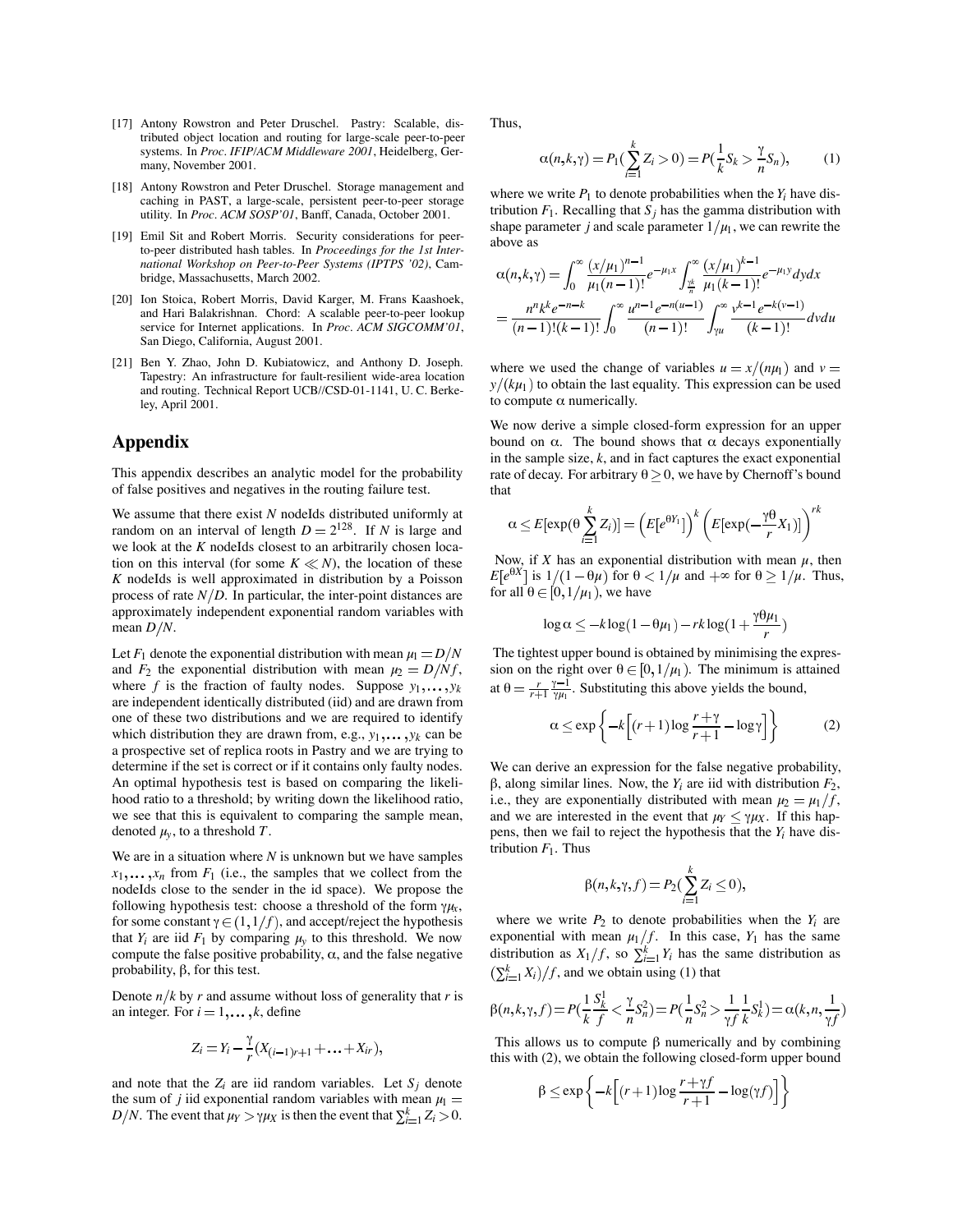[17] Antony Rowstron and Peter Druschel. Pastry: Scalable, distributed object location and routing for large-scale peer-to-peer systems. In *Proc. IFIP/ACM Middleware 2001*, Heidelberg, Germany, November 2001.

[18] Antony Rowstron and Peter Druschel. Storage management and caching in PAST, a large-scale, persistent peer-to-peer storage utility. In *Proc. ACM SOSP'01*, Banff, Canada, October 2001.

[19] Emil Sit and Robert Morris. Security considerations for peer-to-peer distributed hash tables. In *Proceedings for the 1st International Workshop on Peer-to-Peer Systems (IPTPS '02)*, Cambridge, Massachusetts, March 2002.

[20] Ion Stoica, Robert Morris, David Karger, M. Frans Kaashoek, and Hari Balakrishnan. Chord: A scalable peer-to-peer lookup service for Internet applications. In *Proc. ACM SIGCOMM'01*, San Diego, California, August 2001.

[21] Ben Y. Zhao, John D. Kubiatowicz, and Anthony D. Joseph. Tapestry: An infrastructure for fault-resilient wide-area location and routing. Technical Report UCB//CSD-01-1141, U. C. Berkeley, April 2001.

## Appendix

This appendix describes an analytic model for the probability of false positives and negatives in the routing failure test.

We assume that there exist $N$ nodeIds distributed uniformly at random on an interval of length $D = 2^{128}$. If $N$ is large and we look at the $K$ nodeIds closest to an arbitrarily chosen location on this interval (for some $K \ll N$), the location of these $K$ nodeIds is well approximated in distribution by a Poisson process of rate $N/D$. In particular, the inter-point distances are approximately independent exponential random variables with mean $D/N$.

Let $F_1$ denote the exponential distribution with mean $\mu_1 = D/N$ and $F_2$ the exponential distribution with mean $\mu_2 = D/Nf$, where $f$ is the fraction of faulty nodes. Suppose $y_1, \ldots, y_k$ are independent identically distributed (iid) and are drawn from one of these two distributions and we are required to identify which distribution they are drawn from, e.g., $y_1, \ldots, y_k$ can be a prospective set of replica roots in Pastry and we are trying to determine if the set is correct or if it contains only faulty nodes. An optimal hypothesis test is based on comparing the likelihood ratio to a threshold; by writing down the likelihood ratio, we see that this is equivalent to comparing the sample mean, denoted $\mu_y$, to a threshold $T$.

We are in a situation where $N$ is unknown but we have samples $x_1, \ldots, x_n$ from $F_1$ (i.e., the samples that we collect from the nodeIds close to the sender in the id space). We propose the following hypothesis test: choose a threshold of the form $\gamma\mu_x$, for some constant $\gamma \in (1, 1/f)$, and accept/reject the hypothesis that $Y_i$ are iid $F_1$ by comparing $\mu_y$ to this threshold. We now compute the false positive probability, $\alpha$, and the false negative probability, $\beta$, for this test.

Denote $n/k$ by $r$ and assume without loss of generality that $r$ is an integer. For $i = 1, \ldots, k$, define

$$Z_i = Y_i - \frac{\gamma}{r}(X_{(i-1)r+1} + \ldots + X_{ir}),$$

and note that the $Z_i$ are iid random variables. Let $S_j$ denote the sum of $j$ iid exponential random variables with mean $\mu_1 = D/N$. The event that $\mu_Y > \gamma\mu_X$ is then the event that $\sum_{i=1}^{k} Z_i > 0$. Thus,

$$\alpha(n,k,\gamma) = P_1\Big(\sum_{i=1}^{k} Z_i > 0\Big) = P\Big(\frac{1}{k}S_k > \frac{\gamma}{n}S_n\Big), \qquad (1)$$

where we write $P_1$ to denote probabilities when the $Y_i$ have distribution $F_1$. Recalling that $S_j$ has the gamma distribution with shape parameter $j$ and scale parameter $1/\mu_1$, we can rewrite the above as

$$\alpha(n,k,\gamma) = \int_0^\infty \frac{(x/\mu_1)^{n-1}}{\mu_1(n-1)!}e^{-\mu_1 x}\int_{\frac{\gamma k}{n}}^\infty \frac{(x/\mu_1)^{k-1}}{\mu_1(k-1)!}e^{-\mu_1 y}dydx$$

$$= \frac{n^n k^k e^{-n-k}}{(n-1)!(k-1)!}\int_0^\infty \frac{u^{n-1}e^{-n(u-1)}}{(n-1)!}\int_{\gamma u}^\infty \frac{v^{k-1}e^{-k(v-1)}}{(k-1)!}dvdu$$

where we used the change of variables $u = x/(n\mu_1)$ and $v = y/(k\mu_1)$ to obtain the last equality. This expression can be used to compute $\alpha$ numerically.

We now derive a simple closed-form expression for an upper bound on $\alpha$. The bound shows that $\alpha$ decays exponentially in the sample size, $k$, and in fact captures the exact exponential rate of decay. For arbitrary $\theta \geq 0$, we have by Chernoff's bound that

$$\alpha \leq E\Big[\exp(\theta\sum_{i=1}^{k} Z_i)\Big] = \Big(E\big[e^{\theta Y_1}\big]\Big)^k \Big(E\big[\exp(-\frac{\gamma\theta}{r}X_1)\big]\Big)^{rk}$$

Now, if $X$ has an exponential distribution with mean $\mu$, then $E[e^{\theta X}]$ is $1/(1-\theta\mu)$ for $\theta < 1/\mu$ and $+\infty$ for $\theta \geq 1/\mu$. Thus, for all $\theta \in [0, 1/\mu_1)$, we have

$$\log\alpha \leq -k\log(1-\theta\mu_1) - rk\log(1+\frac{\gamma\theta\mu_1}{r})$$

The tightest upper bound is obtained by minimising the expression on the right over $\theta \in [0, 1/\mu_1)$. The minimum is attained at $\theta = \frac{r}{r+1}\frac{\gamma-1}{\gamma\mu_1}$. Substituting this above yields the bound,

$$\alpha \leq \exp\Big\{-k\Big[(r+1)\log\frac{r+\gamma}{r+1} - \log\gamma\Big]\Big\} \qquad (2)$$

We can derive an expression for the false negative probability, $\beta$, along similar lines. Now, the $Y_i$ are iid with distribution $F_2$, i.e., they are exponentially distributed with mean $\mu_2 = \mu_1/f$, and we are interested in the event that $\mu_Y \leq \gamma\mu_X$. If this happens, then we fail to reject the hypothesis that the $Y_i$ have distribution $F_1$. Thus

$$\beta(n,k,\gamma,f) = P_2\Big(\sum_{i=1}^{k} Z_i \leq 0\Big),$$

where we write $P_2$ to denote probabilities when the $Y_i$ are exponential with mean $\mu_1/f$. In this case, $Y_1$ has the same distribution as $X_1/f$, so $\sum_{i=1}^{k} Y_i$ has the same distribution as $\big(\sum_{i=1}^{k} X_i\big)/f$, and we obtain using (1) that

$$\beta(n,k,\gamma,f) = P\Big(\frac{1}{k}\frac{S_k^1}{f} < \frac{\gamma}{n}S_n^2\Big) = P\Big(\frac{1}{n}S_n^2 > \frac{1}{\gamma f}\frac{1}{k}S_k^1\Big) = \alpha\Big(k,n,\frac{1}{\gamma f}\Big)$$

This allows us to compute $\beta$ numerically and by combining this with (2), we obtain the following closed-form upper bound

$$\beta \leq \exp\Big\{-k\Big[(r+1)\log\frac{r+\gamma f}{r+1} - \log(\gamma f)\Big]\Big\}$$